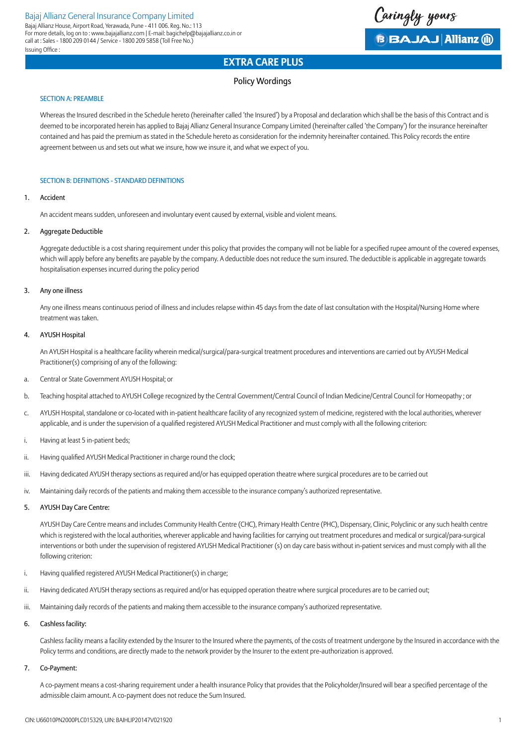Bajaj Allianz General Insurance Company Limited
Bajaj Allianz House, Airport Road, Yerawada, Pune - 411 006. Reg. No.: 113
For more details, log on to : www.bajajallianz.com | E-mail: bagichelp@bajajallianz.co.in or call at : Sales - 1800 209 0144 / Service - 1800 209 5858 (Toll Free No.)
Issuing Office :

Caringly yours

# EXTRA CARE PLUS

## Policy Wordings

### SECTION A: PREAMBLE

Whereas the Insured described in the Schedule hereto (hereinafter called 'the Insured') by a Proposal and declaration which shall be the basis of this Contract and is deemed to be incorporated herein has applied to Bajaj Allianz General Insurance Company Limited (hereinafter called 'the Company') for the insurance hereinafter contained and has paid the premium as stated in the Schedule hereto as consideration for the indemnity hereinafter contained. This Policy records the entire agreement between us and sets out what we insure, how we insure it, and what we expect of you.

### SECTION B: DEFINITIONS - STANDARD DEFINITIONS

1. Accident

   An accident means sudden, unforeseen and involuntary event caused by external, visible and violent means.

2. Aggregate Deductible

   Aggregate deductible is a cost sharing requirement under this policy that provides the company will not be liable for a specified rupee amount of the covered expenses, which will apply before any benefits are payable by the company. A deductible does not reduce the sum insured. The deductible is applicable in aggregate towards hospitalisation expenses incurred during the policy period

3. Any one illness

   Any one illness means continuous period of illness and includes relapse within 45 days from the date of last consultation with the Hospital/Nursing Home where treatment was taken.

4. AYUSH Hospital

   An AYUSH Hospital is a healthcare facility wherein medical/surgical/para-surgical treatment procedures and interventions are carried out by AYUSH Medical Practitioner(s) comprising of any of the following:

a. Central or State Government AYUSH Hospital; or

b. Teaching hospital attached to AYUSH College recognized by the Central Government/Central Council of Indian Medicine/Central Council for Homeopathy ; or

c. AYUSH Hospital, standalone or co-located with in-patient healthcare facility of any recognized system of medicine, registered with the local authorities, wherever applicable, and is under the supervision of a qualified registered AYUSH Medical Practitioner and must comply with all the following criterion:

i. Having at least 5 in-patient beds;

ii. Having qualified AYUSH Medical Practitioner in charge round the clock;

iii. Having dedicated AYUSH therapy sections as required and/or has equipped operation theatre where surgical procedures are to be carried out

iv. Maintaining daily records of the patients and making them accessible to the insurance company's authorized representative.

5. AYUSH Day Care Centre:

   AYUSH Day Care Centre means and includes Community Health Centre (CHC), Primary Health Centre (PHC), Dispensary, Clinic, Polyclinic or any such health centre which is registered with the local authorities, wherever applicable and having facilities for carrying out treatment procedures and medical or surgical/para-surgical interventions or both under the supervision of registered AYUSH Medical Practitioner (s) on day care basis without in-patient services and must comply with all the following criterion:

i. Having qualified registered AYUSH Medical Practitioner(s) in charge;

ii. Having dedicated AYUSH therapy sections as required and/or has equipped operation theatre where surgical procedures are to be carried out;

iii. Maintaining daily records of the patients and making them accessible to the insurance company's authorized representative.

6. Cashless facility:

   Cashless facility means a facility extended by the Insurer to the Insured where the payments, of the costs of treatment undergone by the Insured in accordance with the Policy terms and conditions, are directly made to the network provider by the Insurer to the extent pre-authorization is approved.

7. Co-Payment:

   A co-payment means a cost-sharing requirement under a health insurance Policy that provides that the Policyholder/Insured will bear a specified percentage of the admissible claim amount. A co-payment does not reduce the Sum Insured.

CIN: U66010PN2000PLC015329, UIN: BAJHLIP20147V021920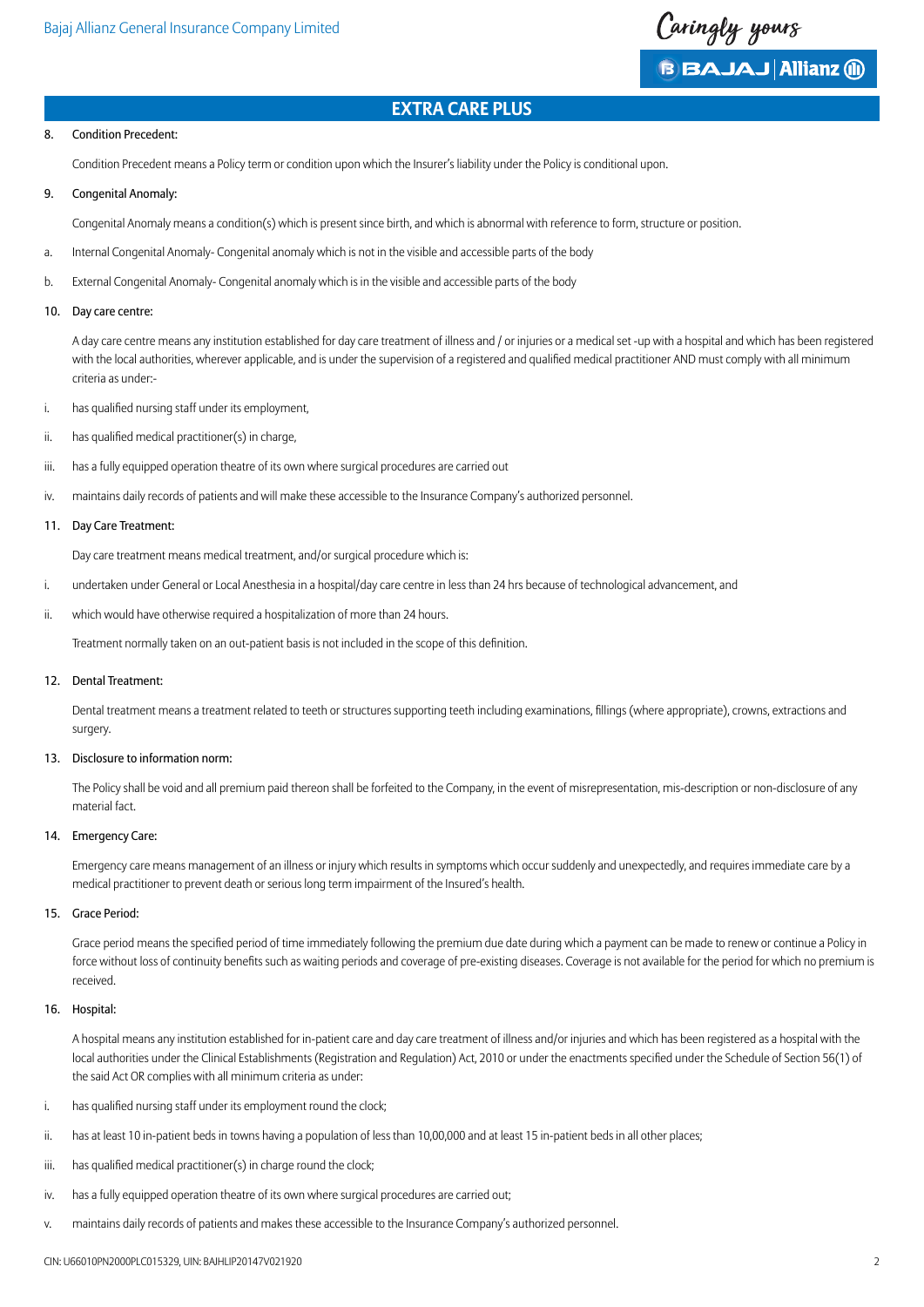## EXTRA CARE PLUS

8. Condition Precedent:

   Condition Precedent means a Policy term or condition upon which the Insurer's liability under the Policy is conditional upon.

9. Congenital Anomaly:

   Congenital Anomaly means a condition(s) which is present since birth, and which is abnormal with reference to form, structure or position.

a. Internal Congenital Anomaly- Congenital anomaly which is not in the visible and accessible parts of the body

b. External Congenital Anomaly- Congenital anomaly which is in the visible and accessible parts of the body

10. Day care centre:

    A day care centre means any institution established for day care treatment of illness and / or injuries or a medical set -up with a hospital and which has been registered with the local authorities, wherever applicable, and is under the supervision of a registered and qualified medical practitioner AND must comply with all minimum criteria as under:-

i. has qualified nursing staff under its employment,

ii. has qualified medical practitioner(s) in charge,

iii. has a fully equipped operation theatre of its own where surgical procedures are carried out

iv. maintains daily records of patients and will make these accessible to the Insurance Company's authorized personnel.

11. Day Care Treatment:

    Day care treatment means medical treatment, and/or surgical procedure which is:

i. undertaken under General or Local Anesthesia in a hospital/day care centre in less than 24 hrs because of technological advancement, and

ii. which would have otherwise required a hospitalization of more than 24 hours.

    Treatment normally taken on an out-patient basis is not included in the scope of this definition.

12. Dental Treatment:

    Dental treatment means a treatment related to teeth or structures supporting teeth including examinations, fillings (where appropriate), crowns, extractions and surgery.

13. Disclosure to information norm:

    The Policy shall be void and all premium paid thereon shall be forfeited to the Company, in the event of misrepresentation, mis-description or non-disclosure of any material fact.

14. Emergency Care:

    Emergency care means management of an illness or injury which results in symptoms which occur suddenly and unexpectedly, and requires immediate care by a medical practitioner to prevent death or serious long term impairment of the Insured's health.

15. Grace Period:

    Grace period means the specified period of time immediately following the premium due date during which a payment can be made to renew or continue a Policy in force without loss of continuity benefits such as waiting periods and coverage of pre-existing diseases. Coverage is not available for the period for which no premium is received.

16. Hospital:

    A hospital means any institution established for in-patient care and day care treatment of illness and/or injuries and which has been registered as a hospital with the local authorities under the Clinical Establishments (Registration and Regulation) Act, 2010 or under the enactments specified under the Schedule of Section 56(1) of the said Act OR complies with all minimum criteria as under:

i. has qualified nursing staff under its employment round the clock;

ii. has at least 10 in-patient beds in towns having a population of less than 10,00,000 and at least 15 in-patient beds in all other places;

iii. has qualified medical practitioner(s) in charge round the clock;

iv. has a fully equipped operation theatre of its own where surgical procedures are carried out;

v. maintains daily records of patients and makes these accessible to the Insurance Company's authorized personnel.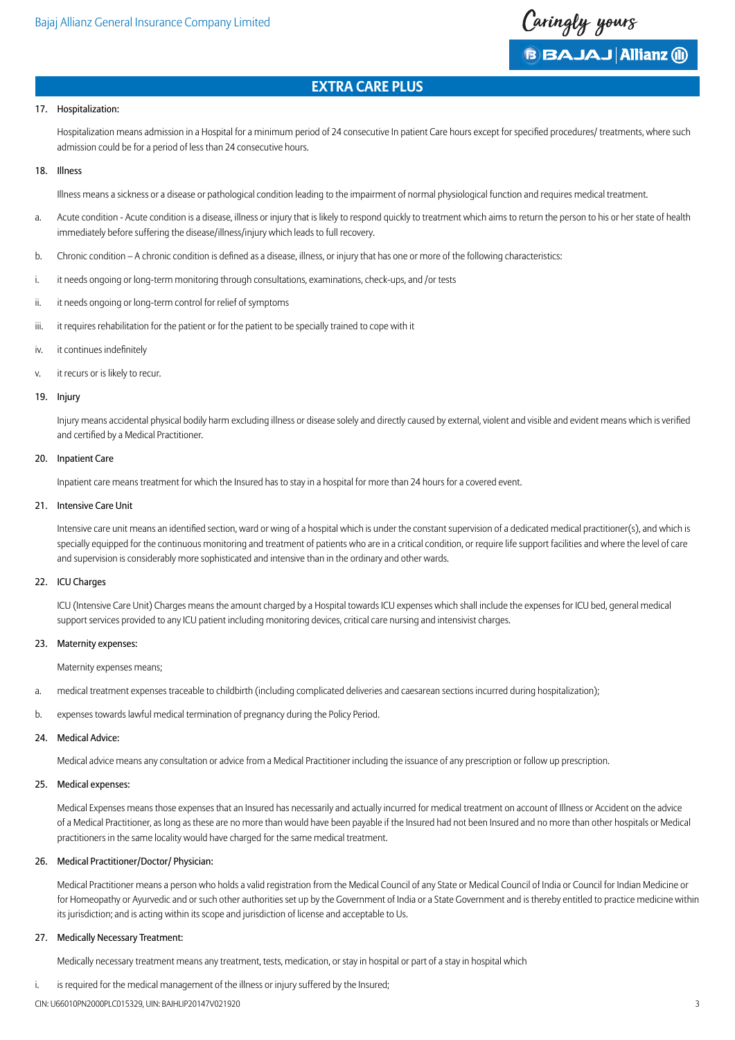17. Hospitalization:

    Hospitalization means admission in a Hospital for a minimum period of 24 consecutive In patient Care hours except for specified procedures/ treatments, where such admission could be for a period of less than 24 consecutive hours.

18. Illness

    Illness means a sickness or a disease or pathological condition leading to the impairment of normal physiological function and requires medical treatment.

a. Acute condition - Acute condition is a disease, illness or injury that is likely to respond quickly to treatment which aims to return the person to his or her state of health immediately before suffering the disease/illness/injury which leads to full recovery.

b. Chronic condition – A chronic condition is defined as a disease, illness, or injury that has one or more of the following characteristics:

i. it needs ongoing or long-term monitoring through consultations, examinations, check-ups, and /or tests

ii. it needs ongoing or long-term control for relief of symptoms

iii. it requires rehabilitation for the patient or for the patient to be specially trained to cope with it

iv. it continues indefinitely

v. it recurs or is likely to recur.

19. Injury

    Injury means accidental physical bodily harm excluding illness or disease solely and directly caused by external, violent and visible and evident means which is verified and certified by a Medical Practitioner.

20. Inpatient Care

    Inpatient care means treatment for which the Insured has to stay in a hospital for more than 24 hours for a covered event.

21. Intensive Care Unit

    Intensive care unit means an identified section, ward or wing of a hospital which is under the constant supervision of a dedicated medical practitioner(s), and which is specially equipped for the continuous monitoring and treatment of patients who are in a critical condition, or require life support facilities and where the level of care and supervision is considerably more sophisticated and intensive than in the ordinary and other wards.

22. ICU Charges

    ICU (Intensive Care Unit) Charges means the amount charged by a Hospital towards ICU expenses which shall include the expenses for ICU bed, general medical support services provided to any ICU patient including monitoring devices, critical care nursing and intensivist charges.

23. Maternity expenses:

    Maternity expenses means;

a. medical treatment expenses traceable to childbirth (including complicated deliveries and caesarean sections incurred during hospitalization);

b. expenses towards lawful medical termination of pregnancy during the Policy Period.

24. Medical Advice:

    Medical advice means any consultation or advice from a Medical Practitioner including the issuance of any prescription or follow up prescription.

25. Medical expenses:

    Medical Expenses means those expenses that an Insured has necessarily and actually incurred for medical treatment on account of Illness or Accident on the advice of a Medical Practitioner, as long as these are no more than would have been payable if the Insured had not been Insured and no more than other hospitals or Medical practitioners in the same locality would have charged for the same medical treatment.

26. Medical Practitioner/Doctor/ Physician:

    Medical Practitioner means a person who holds a valid registration from the Medical Council of any State or Medical Council of India or Council for Indian Medicine or for Homeopathy or Ayurvedic and or such other authorities set up by the Government of India or a State Government and is thereby entitled to practice medicine within its jurisdiction; and is acting within its scope and jurisdiction of license and acceptable to Us.

27. Medically Necessary Treatment:

    Medically necessary treatment means any treatment, tests, medication, or stay in hospital or part of a stay in hospital which

i. is required for the medical management of the illness or injury suffered by the Insured;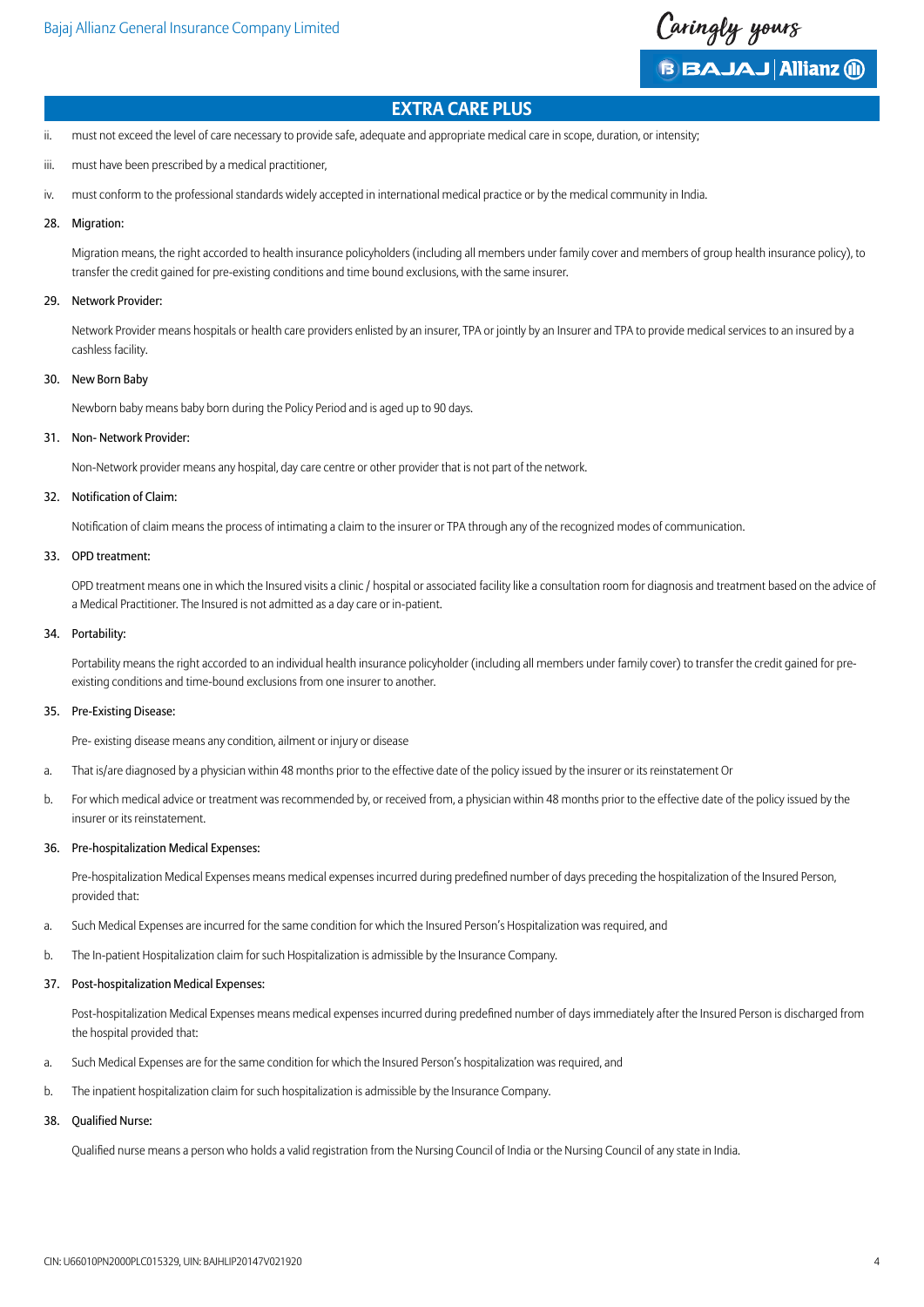## EXTRA CARE PLUS

ii. must not exceed the level of care necessary to provide safe, adequate and appropriate medical care in scope, duration, or intensity;

iii. must have been prescribed by a medical practitioner,

iv. must conform to the professional standards widely accepted in international medical practice or by the medical community in India.

**28. Migration:**

Migration means, the right accorded to health insurance policyholders (including all members under family cover and members of group health insurance policy), to transfer the credit gained for pre-existing conditions and time bound exclusions, with the same insurer.

**29. Network Provider:**

Network Provider means hospitals or health care providers enlisted by an insurer, TPA or jointly by an Insurer and TPA to provide medical services to an insured by a cashless facility.

**30. New Born Baby**

Newborn baby means baby born during the Policy Period and is aged up to 90 days.

**31. Non- Network Provider:**

Non-Network provider means any hospital, day care centre or other provider that is not part of the network.

**32. Notification of Claim:**

Notification of claim means the process of intimating a claim to the insurer or TPA through any of the recognized modes of communication.

**33. OPD treatment:**

OPD treatment means one in which the Insured visits a clinic / hospital or associated facility like a consultation room for diagnosis and treatment based on the advice of a Medical Practitioner. The Insured is not admitted as a day care or in-patient.

**34. Portability:**

Portability means the right accorded to an individual health insurance policyholder (including all members under family cover) to transfer the credit gained for pre-existing conditions and time-bound exclusions from one insurer to another.

**35. Pre-Existing Disease:**

Pre- existing disease means any condition, ailment or injury or disease

a. That is/are diagnosed by a physician within 48 months prior to the effective date of the policy issued by the insurer or its reinstatement Or

b. For which medical advice or treatment was recommended by, or received from, a physician within 48 months prior to the effective date of the policy issued by the insurer or its reinstatement.

**36. Pre-hospitalization Medical Expenses:**

Pre-hospitalization Medical Expenses means medical expenses incurred during predefined number of days preceding the hospitalization of the Insured Person, provided that:

a. Such Medical Expenses are incurred for the same condition for which the Insured Person's Hospitalization was required, and

b. The In-patient Hospitalization claim for such Hospitalization is admissible by the Insurance Company.

**37. Post-hospitalization Medical Expenses:**

Post-hospitalization Medical Expenses means medical expenses incurred during predefined number of days immediately after the Insured Person is discharged from the hospital provided that:

a. Such Medical Expenses are for the same condition for which the Insured Person's hospitalization was required, and

b. The inpatient hospitalization claim for such hospitalization is admissible by the Insurance Company.

**38. Qualified Nurse:**

Qualified nurse means a person who holds a valid registration from the Nursing Council of India or the Nursing Council of any state in India.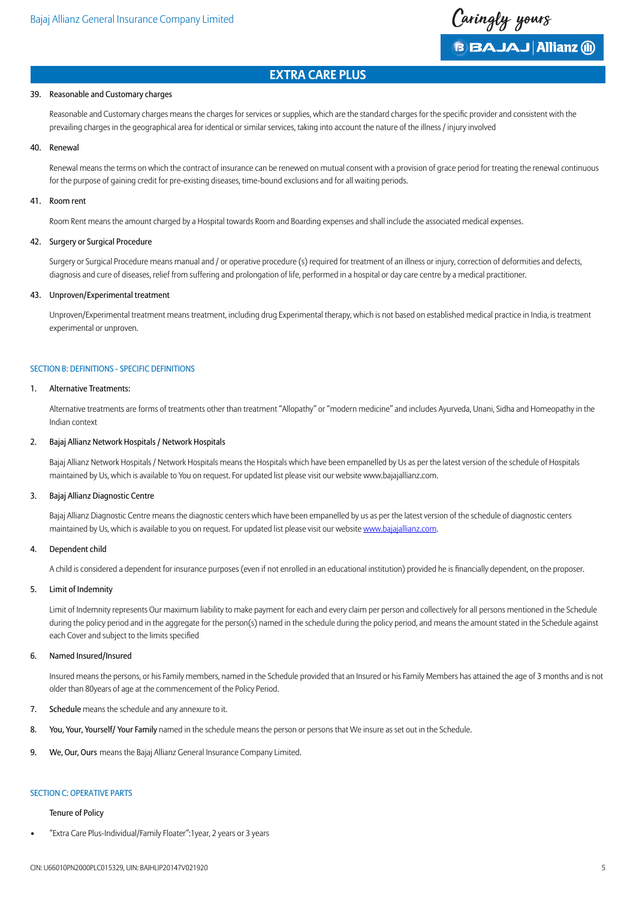## EXTRA CARE PLUS

39. Reasonable and Customary charges

    Reasonable and Customary charges means the charges for services or supplies, which are the standard charges for the specific provider and consistent with the prevailing charges in the geographical area for identical or similar services, taking into account the nature of the illness / injury involved

40. Renewal

    Renewal means the terms on which the contract of insurance can be renewed on mutual consent with a provision of grace period for treating the renewal continuous for the purpose of gaining credit for pre-existing diseases, time-bound exclusions and for all waiting periods.

41. Room rent

    Room Rent means the amount charged by a Hospital towards Room and Boarding expenses and shall include the associated medical expenses.

42. Surgery or Surgical Procedure

    Surgery or Surgical Procedure means manual and / or operative procedure (s) required for treatment of an illness or injury, correction of deformities and defects, diagnosis and cure of diseases, relief from suffering and prolongation of life, performed in a hospital or day care centre by a medical practitioner.

43. Unproven/Experimental treatment

    Unproven/Experimental treatment means treatment, including drug Experimental therapy, which is not based on established medical practice in India, is treatment experimental or unproven.

### SECTION B: DEFINITIONS - SPECIFIC DEFINITIONS

1. Alternative Treatments:

   Alternative treatments are forms of treatments other than treatment "Allopathy" or "modern medicine" and includes Ayurveda, Unani, Sidha and Homeopathy in the Indian context

2. Bajaj Allianz Network Hospitals / Network Hospitals

   Bajaj Allianz Network Hospitals / Network Hospitals means the Hospitals which have been empanelled by Us as per the latest version of the schedule of Hospitals maintained by Us, which is available to You on request. For updated list please visit our website www.bajajallianz.com.

3. Bajaj Allianz Diagnostic Centre

   Bajaj Allianz Diagnostic Centre means the diagnostic centers which have been empanelled by us as per the latest version of the schedule of diagnostic centers maintained by Us, which is available to you on request. For updated list please visit our website www.bajajallianz.com.

4. Dependent child

   A child is considered a dependent for insurance purposes (even if not enrolled in an educational institution) provided he is financially dependent, on the proposer.

5. Limit of Indemnity

   Limit of Indemnity represents Our maximum liability to make payment for each and every claim per person and collectively for all persons mentioned in the Schedule during the policy period and in the aggregate for the person(s) named in the schedule during the policy period, and means the amount stated in the Schedule against each Cover and subject to the limits specified

6. Named Insured/Insured

   Insured means the persons, or his Family members, named in the Schedule provided that an Insured or his Family Members has attained the age of 3 months and is not older than 80years of age at the commencement of the Policy Period.

7. **Schedule** means the schedule and any annexure to it.

8. **You, Your, Yourself/ Your Family** named in the schedule means the person or persons that We insure as set out in the Schedule.

9. **We, Our, Ours** means the Bajaj Allianz General Insurance Company Limited.

### SECTION C: OPERATIVE PARTS

Tenure of Policy

- "Extra Care Plus-Individual/Family Floater":1year, 2 years or 3 years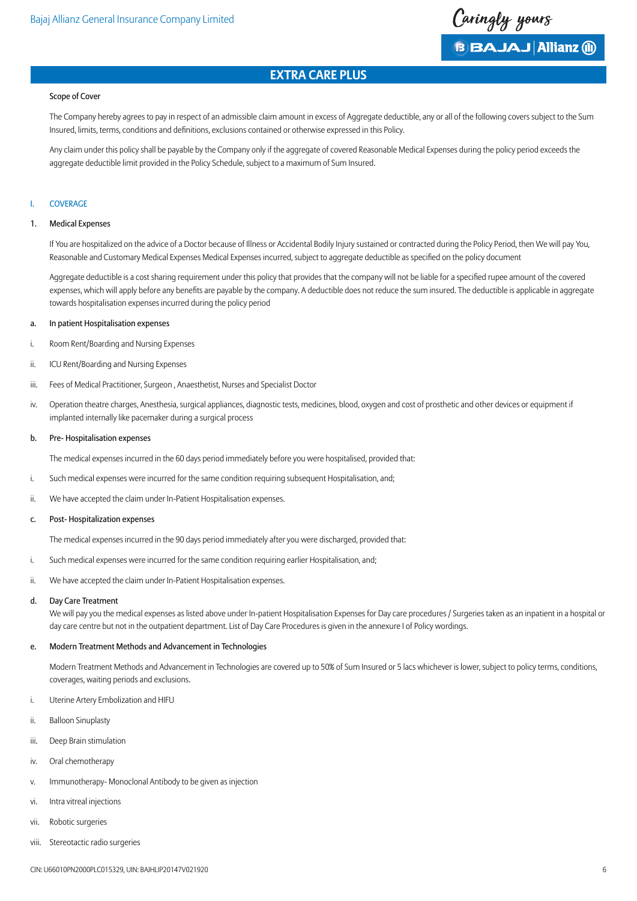## EXTRA CARE PLUS

Scope of Cover

The Company hereby agrees to pay in respect of an admissible claim amount in excess of Aggregate deductible, any or all of the following covers subject to the Sum Insured, limits, terms, conditions and definitions, exclusions contained or otherwise expressed in this Policy.

Any claim under this policy shall be payable by the Company only if the aggregate of covered Reasonable Medical Expenses during the policy period exceeds the aggregate deductible limit provided in the Policy Schedule, subject to a maximum of Sum Insured.

### I. COVERAGE

#### 1. Medical Expenses

If You are hospitalized on the advice of a Doctor because of Illness or Accidental Bodily Injury sustained or contracted during the Policy Period, then We will pay You, Reasonable and Customary Medical Expenses Medical Expenses incurred, subject to aggregate deductible as specified on the policy document

Aggregate deductible is a cost sharing requirement under this policy that provides that the company will not be liable for a specified rupee amount of the covered expenses, which will apply before any benefits are payable by the company. A deductible does not reduce the sum insured. The deductible is applicable in aggregate towards hospitalisation expenses incurred during the policy period

**a. In patient Hospitalisation expenses**

i. Room Rent/Boarding and Nursing Expenses

ii. ICU Rent/Boarding and Nursing Expenses

iii. Fees of Medical Practitioner, Surgeon , Anaesthetist, Nurses and Specialist Doctor

iv. Operation theatre charges, Anesthesia, surgical appliances, diagnostic tests, medicines, blood, oxygen and cost of prosthetic and other devices or equipment if implanted internally like pacemaker during a surgical process

**b. Pre- Hospitalisation expenses**

The medical expenses incurred in the 60 days period immediately before you were hospitalised, provided that:

i. Such medical expenses were incurred for the same condition requiring subsequent Hospitalisation, and;

ii. We have accepted the claim under In-Patient Hospitalisation expenses.

**c. Post- Hospitalization expenses**

The medical expenses incurred in the 90 days period immediately after you were discharged, provided that:

i. Such medical expenses were incurred for the same condition requiring earlier Hospitalisation, and;

ii. We have accepted the claim under In-Patient Hospitalisation expenses.

**d. Day Care Treatment**

We will pay you the medical expenses as listed above under In-patient Hospitalisation Expenses for Day care procedures / Surgeries taken as an inpatient in a hospital or day care centre but not in the outpatient department. List of Day Care Procedures is given in the annexure I of Policy wordings.

**e. Modern Treatment Methods and Advancement in Technologies**

Modern Treatment Methods and Advancement in Technologies are covered up to 50% of Sum Insured or 5 lacs whichever is lower, subject to policy terms, conditions, coverages, waiting periods and exclusions.

i. Uterine Artery Embolization and HIFU

ii. Balloon Sinuplasty

iii. Deep Brain stimulation

iv. Oral chemotherapy

v. Immunotherapy- Monoclonal Antibody to be given as injection

vi. Intra vitreal injections

vii. Robotic surgeries

viii. Stereotactic radio surgeries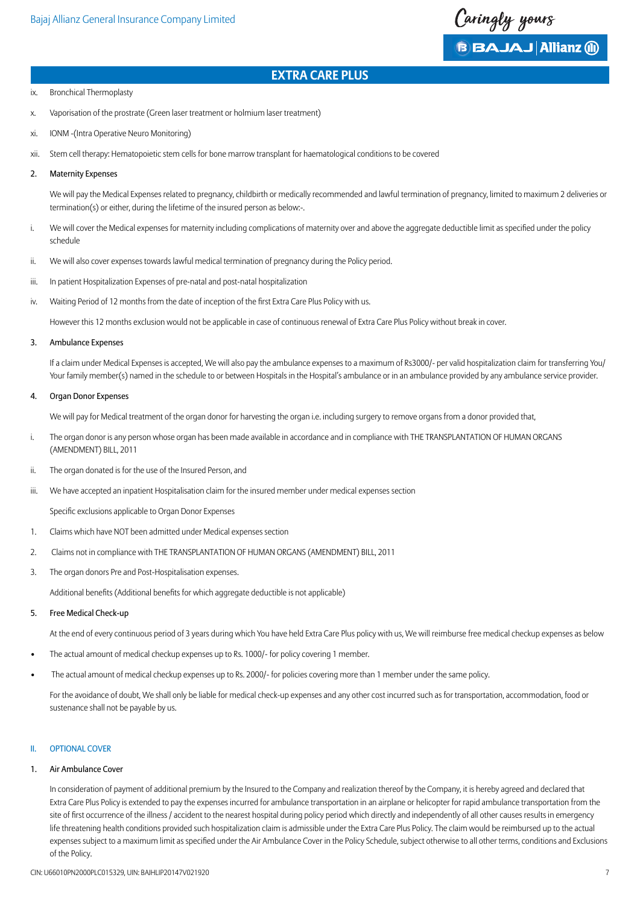## EXTRA CARE PLUS

ix. Bronchical Thermoplasty

x. Vaporisation of the prostrate (Green laser treatment or holmium laser treatment)

xi. IONM -(Intra Operative Neuro Monitoring)

xii. Stem cell therapy: Hematopoietic stem cells for bone marrow transplant for haematological conditions to be covered

2. Maternity Expenses

We will pay the Medical Expenses related to pregnancy, childbirth or medically recommended and lawful termination of pregnancy, limited to maximum 2 deliveries or termination(s) or either, during the lifetime of the insured person as below:-.

i. We will cover the Medical expenses for maternity including complications of maternity over and above the aggregate deductible limit as specified under the policy schedule

ii. We will also cover expenses towards lawful medical termination of pregnancy during the Policy period.

iii. In patient Hospitalization Expenses of pre-natal and post-natal hospitalization

iv. Waiting Period of 12 months from the date of inception of the first Extra Care Plus Policy with us.

However this 12 months exclusion would not be applicable in case of continuous renewal of Extra Care Plus Policy without break in cover.

3. Ambulance Expenses

If a claim under Medical Expenses is accepted, We will also pay the ambulance expenses to a maximum of Rs3000/- per valid hospitalization claim for transferring You/ Your family member(s) named in the schedule to or between Hospitals in the Hospital's ambulance or in an ambulance provided by any ambulance service provider.

4. Organ Donor Expenses

We will pay for Medical treatment of the organ donor for harvesting the organ i.e. including surgery to remove organs from a donor provided that,

i. The organ donor is any person whose organ has been made available in accordance and in compliance with THE TRANSPLANTATION OF HUMAN ORGANS (AMENDMENT) BILL, 2011

ii. The organ donated is for the use of the Insured Person, and

iii. We have accepted an inpatient Hospitalisation claim for the insured member under medical expenses section

Specific exclusions applicable to Organ Donor Expenses

1. Claims which have NOT been admitted under Medical expenses section

2. Claims not in compliance with THE TRANSPLANTATION OF HUMAN ORGANS (AMENDMENT) BILL, 2011

3. The organ donors Pre and Post-Hospitalisation expenses.

Additional benefits (Additional benefits for which aggregate deductible is not applicable)

5. Free Medical Check-up

At the end of every continuous period of 3 years during which You have held Extra Care Plus policy with us, We will reimburse free medical checkup expenses as below

- The actual amount of medical checkup expenses up to Rs. 1000/- for policy covering 1 member.
- The actual amount of medical checkup expenses up to Rs. 2000/- for policies covering more than 1 member under the same policy.

For the avoidance of doubt, We shall only be liable for medical check-up expenses and any other cost incurred such as for transportation, accommodation, food or sustenance shall not be payable by us.

### II. OPTIONAL COVER

1. Air Ambulance Cover

In consideration of payment of additional premium by the Insured to the Company and realization thereof by the Company, it is hereby agreed and declared that Extra Care Plus Policy is extended to pay the expenses incurred for ambulance transportation in an airplane or helicopter for rapid ambulance transportation from the site of first occurrence of the illness / accident to the nearest hospital during policy period which directly and independently of all other causes results in emergency life threatening health conditions provided such hospitalization claim is admissible under the Extra Care Plus Policy. The claim would be reimbursed up to the actual expenses subject to a maximum limit as specified under the Air Ambulance Cover in the Policy Schedule, subject otherwise to all other terms, conditions and Exclusions of the Policy.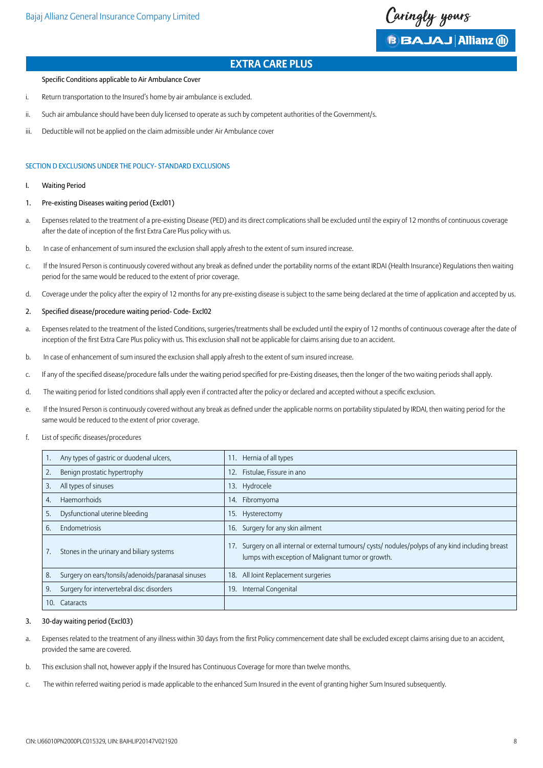## EXTRA CARE PLUS

Specific Conditions applicable to Air Ambulance Cover

i. Return transportation to the Insured's home by air ambulance is excluded.

ii. Such air ambulance should have been duly licensed to operate as such by competent authorities of the Government/s.

iii. Deductible will not be applied on the claim admissible under Air Ambulance cover

### SECTION D EXCLUSIONS UNDER THE POLICY- STANDARD EXCLUSIONS

I. Waiting Period

1. Pre-existing Diseases waiting period (Excl01)

a. Expenses related to the treatment of a pre-existing Disease (PED) and its direct complications shall be excluded until the expiry of 12 months of continuous coverage after the date of inception of the first Extra Care Plus policy with us.

b. In case of enhancement of sum insured the exclusion shall apply afresh to the extent of sum insured increase.

c. If the Insured Person is continuously covered without any break as defined under the portability norms of the extant IRDAI (Health Insurance) Regulations then waiting period for the same would be reduced to the extent of prior coverage.

d. Coverage under the policy after the expiry of 12 months for any pre-existing disease is subject to the same being declared at the time of application and accepted by us.

2. Specified disease/procedure waiting period- Code- Excl02

a. Expenses related to the treatment of the listed Conditions, surgeries/treatments shall be excluded until the expiry of 12 months of continuous coverage after the date of inception of the first Extra Care Plus policy with us. This exclusion shall not be applicable for claims arising due to an accident.

b. In case of enhancement of sum insured the exclusion shall apply afresh to the extent of sum insured increase.

c. If any of the specified disease/procedure falls under the waiting period specified for pre-Existing diseases, then the longer of the two waiting periods shall apply.

d. The waiting period for listed conditions shall apply even if contracted after the policy or declared and accepted without a specific exclusion.

e. If the Insured Person is continuously covered without any break as defined under the applicable norms on portability stipulated by IRDAI, then waiting period for the same would be reduced to the extent of prior coverage.

f. List of specific diseases/procedures

| | |
|---|---|
| 1. Any types of gastric or duodenal ulcers, | 11. Hernia of all types |
| 2. Benign prostatic hypertrophy | 12. Fistulae, Fissure in ano |
| 3. All types of sinuses | 13. Hydrocele |
| 4. Haemorrhoids | 14. Fibromyoma |
| 5. Dysfunctional uterine bleeding | 15. Hysterectomy |
| 6. Endometriosis | 16. Surgery for any skin ailment |
| 7. Stones in the urinary and biliary systems | 17. Surgery on all internal or external tumours/ cysts/ nodules/polyps of any kind including breast lumps with exception of Malignant tumor or growth. |
| 8. Surgery on ears/tonsils/adenoids/paranasal sinuses | 18. All Joint Replacement surgeries |
| 9. Surgery for intervertebral disc disorders | 19. Internal Congenital |
| 10. Cataracts | |

3. 30-day waiting period (Excl03)

a. Expenses related to the treatment of any illness within 30 days from the first Policy commencement date shall be excluded except claims arising due to an accident, provided the same are covered.

b. This exclusion shall not, however apply if the Insured has Continuous Coverage for more than twelve months.

c. The within referred waiting period is made applicable to the enhanced Sum Insured in the event of granting higher Sum Insured subsequently.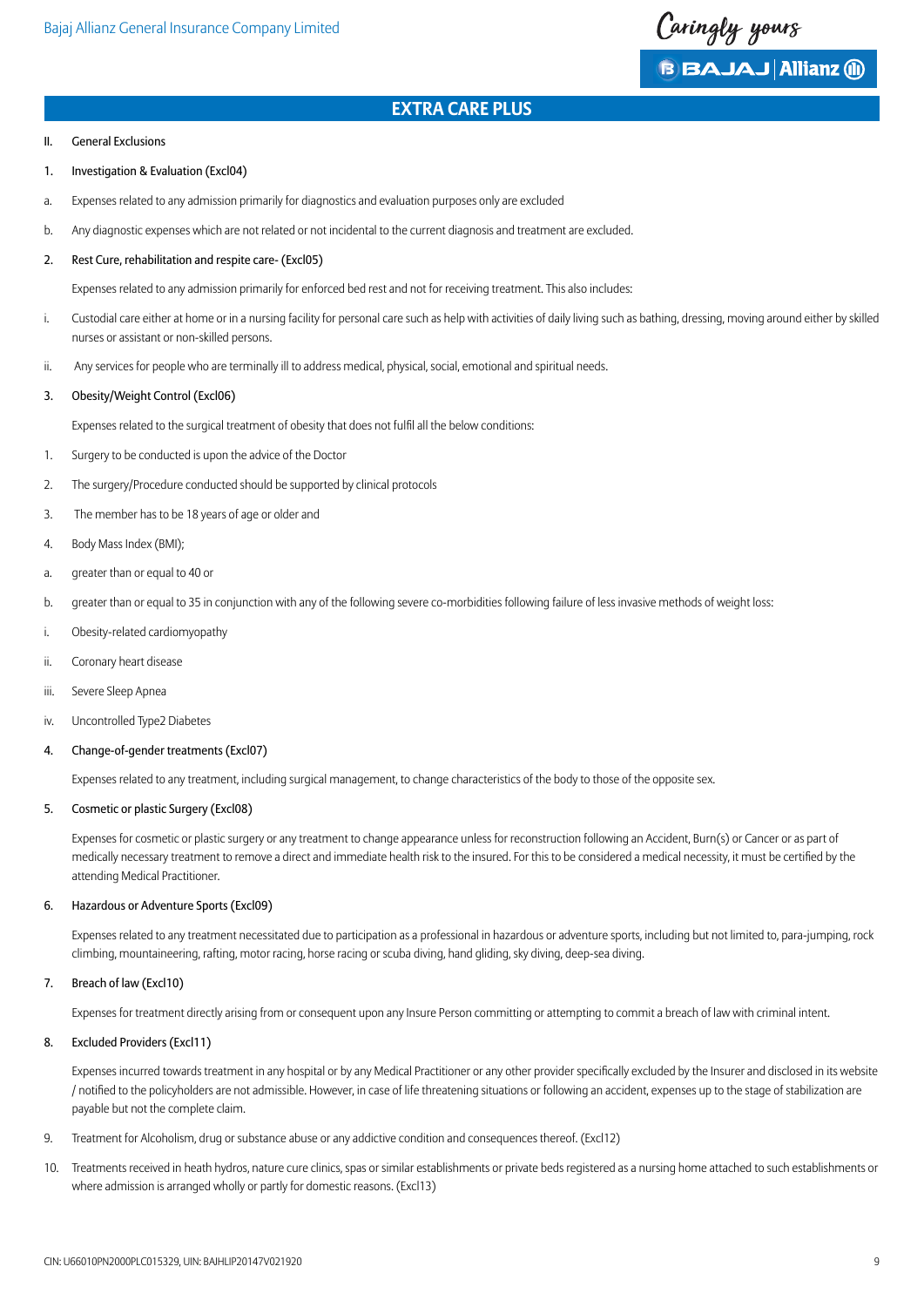## EXTRA CARE PLUS

II. General Exclusions

1. Investigation & Evaluation (Excl04)

a. Expenses related to any admission primarily for diagnostics and evaluation purposes only are excluded

b. Any diagnostic expenses which are not related or not incidental to the current diagnosis and treatment are excluded.

2. Rest Cure, rehabilitation and respite care- (Excl05)

   Expenses related to any admission primarily for enforced bed rest and not for receiving treatment. This also includes:

i. Custodial care either at home or in a nursing facility for personal care such as help with activities of daily living such as bathing, dressing, moving around either by skilled nurses or assistant or non-skilled persons.

ii. Any services for people who are terminally ill to address medical, physical, social, emotional and spiritual needs.

3. Obesity/Weight Control (Excl06)

   Expenses related to the surgical treatment of obesity that does not fulfil all the below conditions:

1. Surgery to be conducted is upon the advice of the Doctor

2. The surgery/Procedure conducted should be supported by clinical protocols

3. The member has to be 18 years of age or older and

4. Body Mass Index (BMI);

a. greater than or equal to 40 or

b. greater than or equal to 35 in conjunction with any of the following severe co-morbidities following failure of less invasive methods of weight loss:

i. Obesity-related cardiomyopathy

ii. Coronary heart disease

iii. Severe Sleep Apnea

iv. Uncontrolled Type2 Diabetes

4. Change-of-gender treatments (Excl07)

   Expenses related to any treatment, including surgical management, to change characteristics of the body to those of the opposite sex.

5. Cosmetic or plastic Surgery (Excl08)

   Expenses for cosmetic or plastic surgery or any treatment to change appearance unless for reconstruction following an Accident, Burn(s) or Cancer or as part of medically necessary treatment to remove a direct and immediate health risk to the insured. For this to be considered a medical necessity, it must be certified by the attending Medical Practitioner.

6. Hazardous or Adventure Sports (Excl09)

   Expenses related to any treatment necessitated due to participation as a professional in hazardous or adventure sports, including but not limited to, para-jumping, rock climbing, mountaineering, rafting, motor racing, horse racing or scuba diving, hand gliding, sky diving, deep-sea diving.

7. Breach of law (Excl10)

   Expenses for treatment directly arising from or consequent upon any Insure Person committing or attempting to commit a breach of law with criminal intent.

8. Excluded Providers (Excl11)

   Expenses incurred towards treatment in any hospital or by any Medical Practitioner or any other provider specifically excluded by the Insurer and disclosed in its website / notified to the policyholders are not admissible. However, in case of life threatening situations or following an accident, expenses up to the stage of stabilization are payable but not the complete claim.

9. Treatment for Alcoholism, drug or substance abuse or any addictive condition and consequences thereof. (Excl12)

10. Treatments received in heath hydros, nature cure clinics, spas or similar establishments or private beds registered as a nursing home attached to such establishments or where admission is arranged wholly or partly for domestic reasons. (Excl13)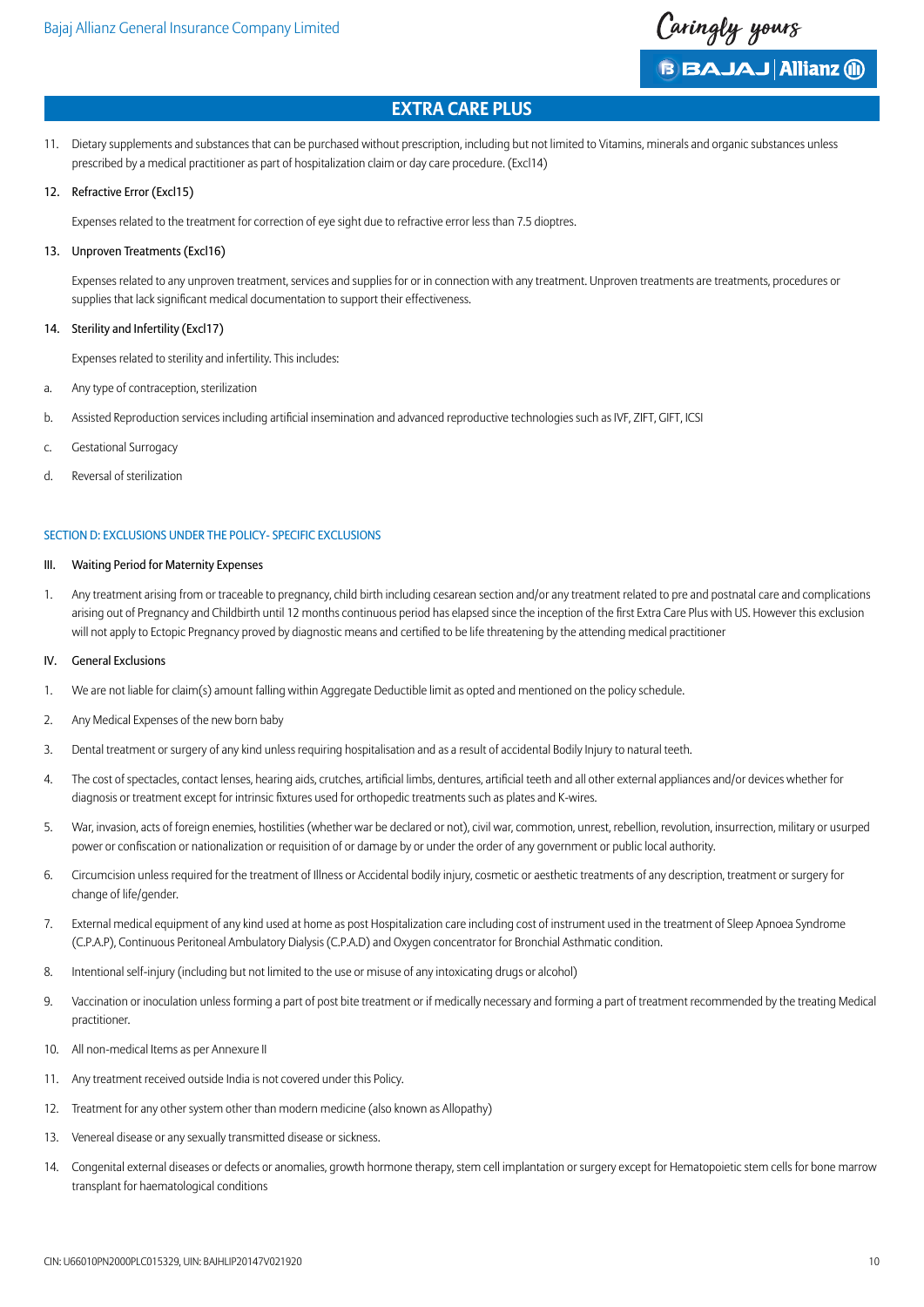## EXTRA CARE PLUS

11. Dietary supplements and substances that can be purchased without prescription, including but not limited to Vitamins, minerals and organic substances unless prescribed by a medical practitioner as part of hospitalization claim or day care procedure. (Excl14)

12. Refractive Error (Excl15)

    Expenses related to the treatment for correction of eye sight due to refractive error less than 7.5 dioptres.

13. Unproven Treatments (Excl16)

    Expenses related to any unproven treatment, services and supplies for or in connection with any treatment. Unproven treatments are treatments, procedures or supplies that lack significant medical documentation to support their effectiveness.

14. Sterility and Infertility (Excl17)

    Expenses related to sterility and infertility. This includes:

a. Any type of contraception, sterilization

b. Assisted Reproduction services including artificial insemination and advanced reproductive technologies such as IVF, ZIFT, GIFT, ICSI

c. Gestational Surrogacy

d. Reversal of sterilization

### SECTION D: EXCLUSIONS UNDER THE POLICY- SPECIFIC EXCLUSIONS

III. Waiting Period for Maternity Expenses

1. Any treatment arising from or traceable to pregnancy, child birth including cesarean section and/or any treatment related to pre and postnatal care and complications arising out of Pregnancy and Childbirth until 12 months continuous period has elapsed since the inception of the first Extra Care Plus with US. However this exclusion will not apply to Ectopic Pregnancy proved by diagnostic means and certified to be life threatening by the attending medical practitioner

IV. General Exclusions

1. We are not liable for claim(s) amount falling within Aggregate Deductible limit as opted and mentioned on the policy schedule.
2. Any Medical Expenses of the new born baby
3. Dental treatment or surgery of any kind unless requiring hospitalisation and as a result of accidental Bodily Injury to natural teeth.
4. The cost of spectacles, contact lenses, hearing aids, crutches, artificial limbs, dentures, artificial teeth and all other external appliances and/or devices whether for diagnosis or treatment except for intrinsic fixtures used for orthopedic treatments such as plates and K-wires.
5. War, invasion, acts of foreign enemies, hostilities (whether war be declared or not), civil war, commotion, unrest, rebellion, revolution, insurrection, military or usurped power or confiscation or nationalization or requisition of or damage by or under the order of any government or public local authority.
6. Circumcision unless required for the treatment of Illness or Accidental bodily injury, cosmetic or aesthetic treatments of any description, treatment or surgery for change of life/gender.
7. External medical equipment of any kind used at home as post Hospitalization care including cost of instrument used in the treatment of Sleep Apnoea Syndrome (C.P.A.P), Continuous Peritoneal Ambulatory Dialysis (C.P.A.D) and Oxygen concentrator for Bronchial Asthmatic condition.
8. Intentional self-injury (including but not limited to the use or misuse of any intoxicating drugs or alcohol)
9. Vaccination or inoculation unless forming a part of post bite treatment or if medically necessary and forming a part of treatment recommended by the treating Medical practitioner.
10. All non-medical Items as per Annexure II
11. Any treatment received outside India is not covered under this Policy.
12. Treatment for any other system other than modern medicine (also known as Allopathy)
13. Venereal disease or any sexually transmitted disease or sickness.
14. Congenital external diseases or defects or anomalies, growth hormone therapy, stem cell implantation or surgery except for Hematopoietic stem cells for bone marrow transplant for haematological conditions

CIN: U66010PN2000PLC015329, UIN: BAJHLIP20147V021920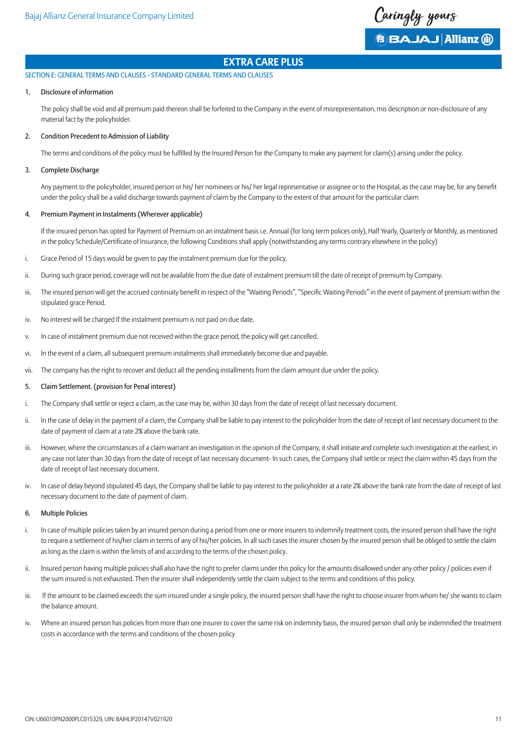## EXTRA CARE PLUS

### SECTION E: GENERAL TERMS AND CLAUSES - STANDARD GENERAL TERMS AND CLAUSES

1. Disclosure of information

   The policy shall be void and all premium paid thereon shall be forfeited to the Company in the event of misrepresentation, mis description or non-disclosure of any material fact by the policyholder.

2. Condition Precedent to Admission of Liability

   The terms and conditions of the policy must be fulfilled by the Insured Person for the Company to make any payment for claim(s) arising under the policy.

3. Complete Discharge

   Any payment to the policyholder, insured person or his/ her nominees or his/ her legal representative or assignee or to the Hospital, as the case may be, for any benefit under the policy shall be a valid discharge towards payment of claim by the Company to the extent of that amount for the particular claim

4. Premium Payment in Instalments (Wherever applicable)

   If the insured person has opted for Payment of Premium on an instalment basis i.e. Annual (for long term polices only), Half Yearly, Quarterly or Monthly, as mentioned in the policy Schedule/Certificate of Insurance, the following Conditions shall apply (notwithstanding any terms contrary elsewhere in the policy)

i. Grace Period of 15 days would be given to pay the instalment premium due for the policy.

ii. During such grace period, coverage will not be available from the due date of instalment premium till the date of receipt of premium by Company.

iii. The insured person will get the accrued continuity benefit in respect of the "Waiting Periods", "Specific Waiting Periods" in the event of payment of premium within the stipulated grace Period.

iv. No interest will be charged If the instalment premium is not paid on due date.

v. In case of instalment premium due not received within the grace period, the policy will get cancelled.

vi. In the event of a claim, all subsequent premium instalments shall immediately become due and payable.

vii. The company has the right to recover and deduct all the pending installments from the claim amount due under the policy.

5. Claim Settlement. (provision for Penal interest)

i. The Company shall settle or reject a claim, as the case may be, within 30 days from the date of receipt of last necessary document.

ii. In the case of delay in the payment of a claim, the Company shall be liable to pay interest to the policyholder from the date of receipt of last necessary document to the date of payment of claim at a rate 2% above the bank rate.

iii. However, where the circumstances of a claim warrant an investigation in the opinion of the Company, it shall initiate and complete such investigation at the earliest, in any case not later than 30 days from the date of receipt of last necessary document- In such cases, the Company shall settle or reject the claim within 45 days from the date of receipt of last necessary document.

iv. In case of delay beyond stipulated 45 days, the Company shall be liable to pay interest to the policyholder at a rate 2% above the bank rate from the date of receipt of last necessary document to the date of payment of claim.

6. Multiple Policies

i. In case of multiple policies taken by an insured person during a period from one or more insurers to indemnify treatment costs, the insured person shall have the right to require a settlement of his/her claim in terms of any of his/her policies. In all such cases the insurer chosen by the insured person shall be obliged to settle the claim as long as the claim is within the limits of and according to the terms of the chosen policy.

ii. Insured person having multiple policies shall also have the right to prefer claims under this policy for the amounts disallowed under any other policy / policies even if the sum insured is not exhausted. Then the insurer shall independently settle the claim subject to the terms and conditions of this policy.

iii. If the amount to be claimed exceeds the sum insured under a single policy, the insured person shall have the right to choose insurer from whom he/ she wants to claim the balance amount.

iv. Where an insured person has policies from more than one insurer to cover the same risk on indemnity basis, the insured person shall only be indemnified the treatment costs in accordance with the terms and conditions of the chosen policy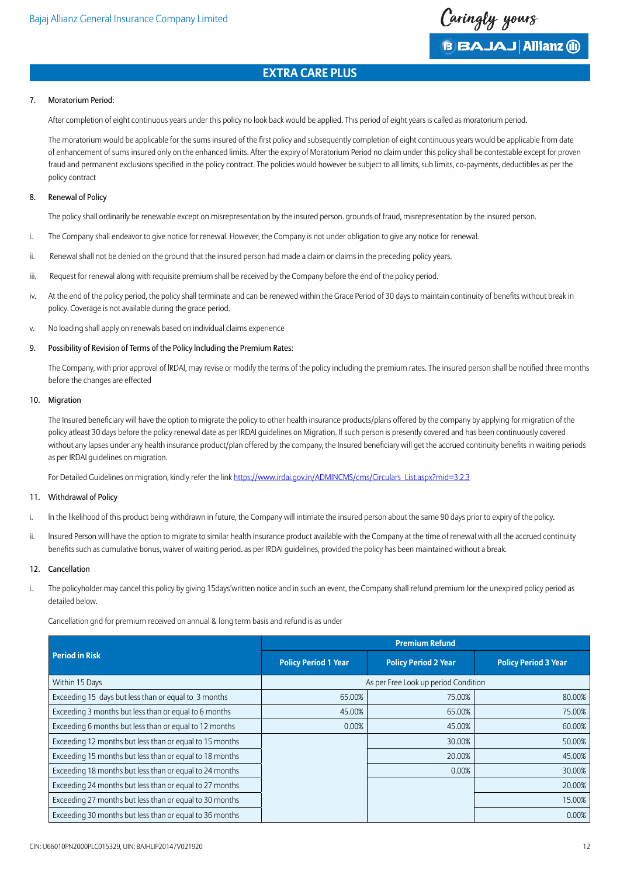## EXTRA CARE PLUS

7. Moratorium Period:

   After completion of eight continuous years under this policy no look back would be applied. This period of eight years is called as moratorium period.

   The moratorium would be applicable for the sums insured of the first policy and subsequently completion of eight continuous years would be applicable from date of enhancement of sums insured only on the enhanced limits. After the expiry of Moratorium Period no claim under this policy shall be contestable except for proven fraud and permanent exclusions specified in the policy contract. The policies would however be subject to all limits, sub limits, co-payments, deductibles as per the policy contract

8. Renewal of Policy

   The policy shall ordinarily be renewable except on misrepresentation by the insured person. grounds of fraud, misrepresentation by the insured person.

i. The Company shall endeavor to give notice for renewal. However, the Company is not under obligation to give any notice for renewal.

ii. Renewal shall not be denied on the ground that the insured person had made a claim or claims in the preceding policy years.

iii. Request for renewal along with requisite premium shall be received by the Company before the end of the policy period.

iv. At the end of the policy period, the policy shall terminate and can be renewed within the Grace Period of 30 days to maintain continuity of benefits without break in policy. Coverage is not available during the grace period.

v. No loading shall apply on renewals based on individual claims experience

9. Possibility of Revision of Terms of the Policy Including the Premium Rates:

   The Company, with prior approval of IRDAI, may revise or modify the terms of the policy including the premium rates. The insured person shall be notified three months before the changes are effected

10. Migration

    The Insured beneficiary will have the option to migrate the policy to other health insurance products/plans offered by the company by applying for migration of the policy atleast 30 days before the policy renewal date as per IRDAI guidelines on Migration. If such person is presently covered and has been continuously covered without any lapses under any health insurance product/plan offered by the company, the Insured beneficiary will get the accrued continuity benefits in waiting periods as per IRDAI guidelines on migration.

    For Detailed Guidelines on migration, kindly refer the link https://www.irdai.gov.in/ADMINCMS/cms/Circulars_List.aspx?mid=3.2.3

11. Withdrawal of Policy

i. In the likelihood of this product being withdrawn in future, the Company will intimate the insured person about the same 90 days prior to expiry of the policy.

ii. Insured Person will have the option to migrate to similar health insurance product available with the Company at the time of renewal with all the accrued continuity benefits such as cumulative bonus, waiver of waiting period. as per IRDAI guidelines, provided the policy has been maintained without a break.

12. Cancellation

i. The policyholder may cancel this policy by giving 15days'written notice and in such an event, the Company shall refund premium for the unexpired policy period as detailed below.

   Cancellation grid for premium received on annual & long term basis and refund is as under

| Period in Risk | Premium Refund | | |
|---|---|---|---|
| | Policy Period 1 Year | Policy Period 2 Year | Policy Period 3 Year |
| Within 15 Days | As per Free Look up period Condition | | |
| Exceeding 15 days but less than or equal to 3 months | 65.00% | 75.00% | 80.00% |
| Exceeding 3 months but less than or equal to 6 months | 45.00% | 65.00% | 75.00% |
| Exceeding 6 months but less than or equal to 12 months | 0.00% | 45.00% | 60.00% |
| Exceeding 12 months but less than or equal to 15 months | | 30.00% | 50.00% |
| Exceeding 15 months but less than or equal to 18 months | | 20.00% | 45.00% |
| Exceeding 18 months but less than or equal to 24 months | | 0.00% | 30.00% |
| Exceeding 24 months but less than or equal to 27 months | | | 20.00% |
| Exceeding 27 months but less than or equal to 30 months | | | 15.00% |
| Exceeding 30 months but less than or equal to 36 months | | | 0.00% |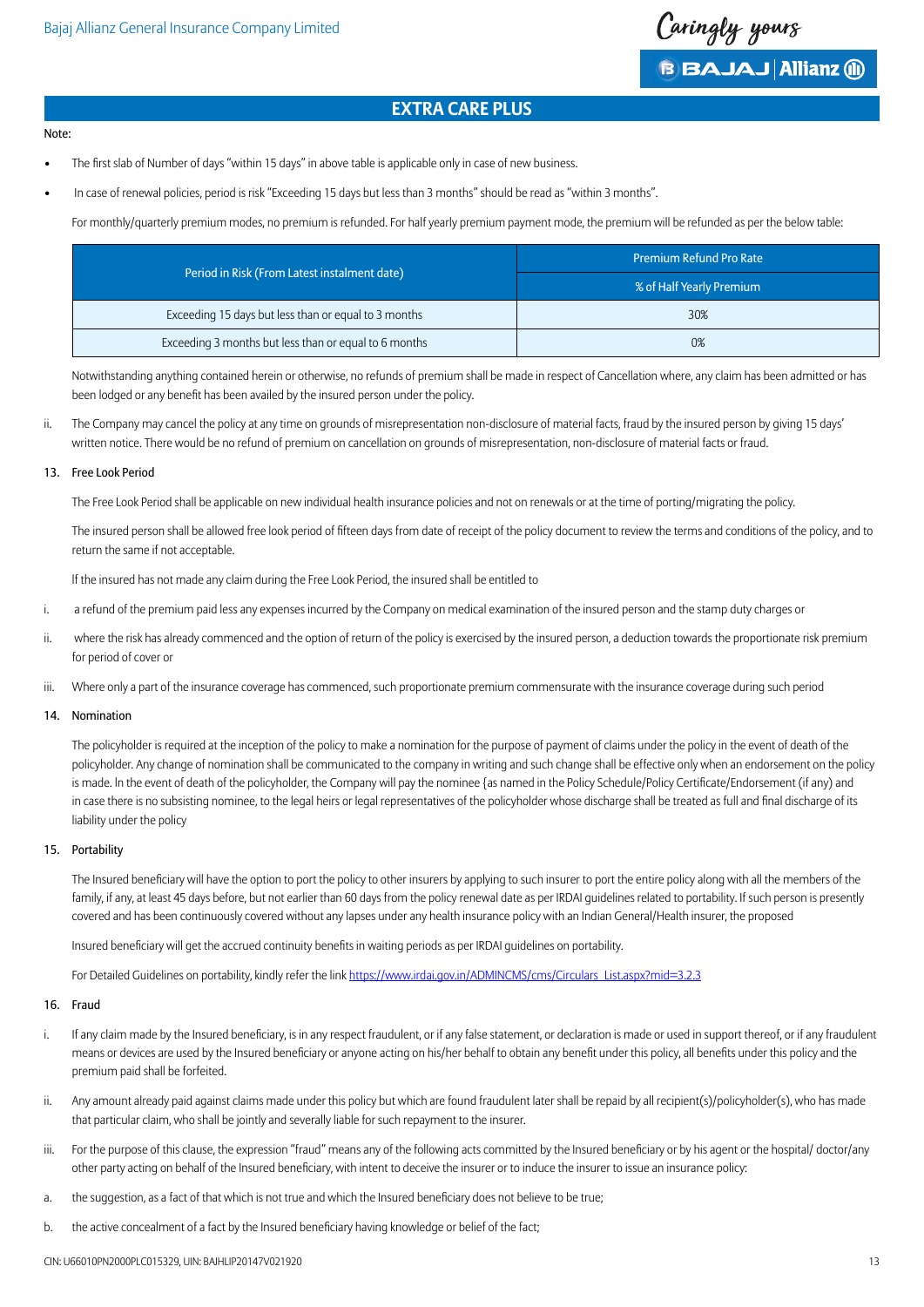## EXTRA CARE PLUS

Note:

- The first slab of Number of days "within 15 days" in above table is applicable only in case of new business.
- In case of renewal policies, period is risk "Exceeding 15 days but less than 3 months" should be read as "within 3 months".

For monthly/quarterly premium modes, no premium is refunded. For half yearly premium payment mode, the premium will be refunded as per the below table:

| Period in Risk (From Latest instalment date) | Premium Refund Pro Rate |
|---|---|
| | % of Half Yearly Premium |
| Exceeding 15 days but less than or equal to 3 months | 30% |
| Exceeding 3 months but less than or equal to 6 months | 0% |

Notwithstanding anything contained herein or otherwise, no refunds of premium shall be made in respect of Cancellation where, any claim has been admitted or has been lodged or any benefit has been availed by the insured person under the policy.

ii. The Company may cancel the policy at any time on grounds of misrepresentation non-disclosure of material facts, fraud by the insured person by giving 15 days' written notice. There would be no refund of premium on cancellation on grounds of misrepresentation, non-disclosure of material facts or fraud.

### 13. Free Look Period

The Free Look Period shall be applicable on new individual health insurance policies and not on renewals or at the time of porting/migrating the policy.

The insured person shall be allowed free look period of fifteen days from date of receipt of the policy document to review the terms and conditions of the policy, and to return the same if not acceptable.

If the insured has not made any claim during the Free Look Period, the insured shall be entitled to

i. a refund of the premium paid less any expenses incurred by the Company on medical examination of the insured person and the stamp duty charges or

ii. where the risk has already commenced and the option of return of the policy is exercised by the insured person, a deduction towards the proportionate risk premium for period of cover or

iii. Where only a part of the insurance coverage has commenced, such proportionate premium commensurate with the insurance coverage during such period

### 14. Nomination

The policyholder is required at the inception of the policy to make a nomination for the purpose of payment of claims under the policy in the event of death of the policyholder. Any change of nomination shall be communicated to the company in writing and such change shall be effective only when an endorsement on the policy is made. In the event of death of the policyholder, the Company will pay the nominee {as named in the Policy Schedule/Policy Certificate/Endorsement (if any) and in case there is no subsisting nominee, to the legal heirs or legal representatives of the policyholder whose discharge shall be treated as full and final discharge of its liability under the policy

### 15. Portability

The Insured beneficiary will have the option to port the policy to other insurers by applying to such insurer to port the entire policy along with all the members of the family, if any, at least 45 days before, but not earlier than 60 days from the policy renewal date as per IRDAI guidelines related to portability. If such person is presently covered and has been continuously covered without any lapses under any health insurance policy with an Indian General/Health insurer, the proposed

Insured beneficiary will get the accrued continuity benefits in waiting periods as per IRDAI guidelines on portability.

For Detailed Guidelines on portability, kindly refer the link https://www.irdai.gov.in/ADMINCMS/cms/Circulars_List.aspx?mid=3.2.3

### 16. Fraud

i. If any claim made by the Insured beneficiary, is in any respect fraudulent, or if any false statement, or declaration is made or used in support thereof, or if any fraudulent means or devices are used by the Insured beneficiary or anyone acting on his/her behalf to obtain any benefit under this policy, all benefits under this policy and the premium paid shall be forfeited.

ii. Any amount already paid against claims made under this policy but which are found fraudulent later shall be repaid by all recipient(s)/policyholder(s), who has made that particular claim, who shall be jointly and severally liable for such repayment to the insurer.

iii. For the purpose of this clause, the expression "fraud" means any of the following acts committed by the Insured beneficiary or by his agent or the hospital/ doctor/any other party acting on behalf of the Insured beneficiary, with intent to deceive the insurer or to induce the insurer to issue an insurance policy:

a. the suggestion, as a fact of that which is not true and which the Insured beneficiary does not believe to be true;

b. the active concealment of a fact by the Insured beneficiary having knowledge or belief of the fact;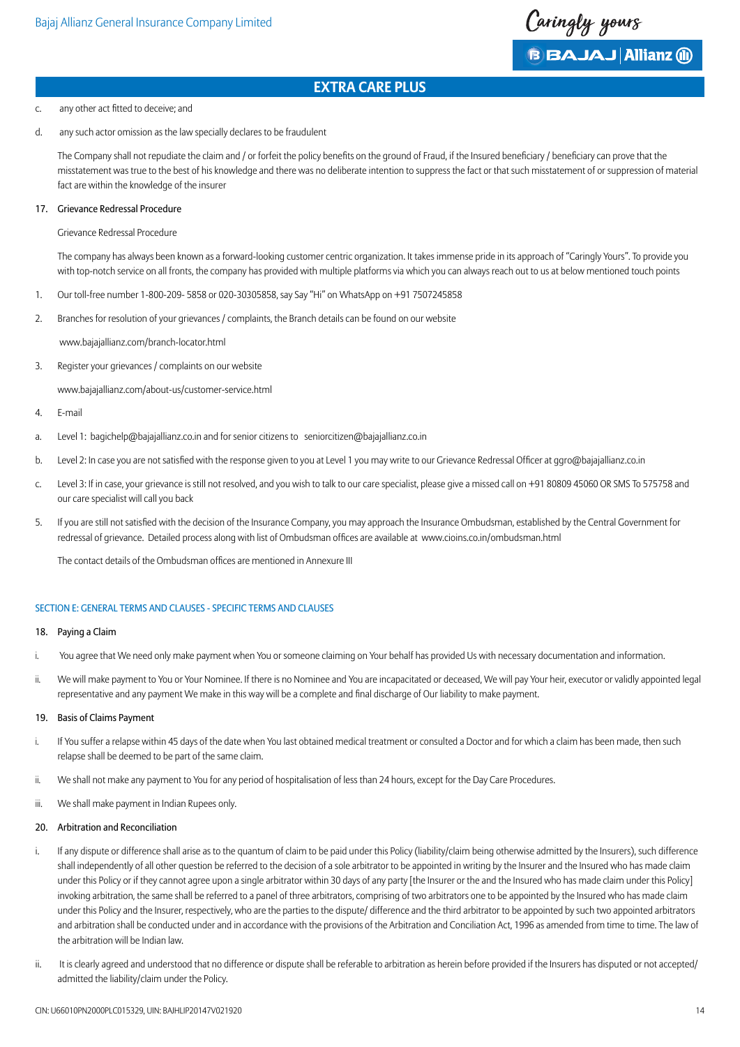## EXTRA CARE PLUS

c. any other act fitted to deceive; and

d. any such actor omission as the law specially declares to be fraudulent

The Company shall not repudiate the claim and / or forfeit the policy benefits on the ground of Fraud, if the Insured beneficiary / beneficiary can prove that the misstatement was true to the best of his knowledge and there was no deliberate intention to suppress the fact or that such misstatement of or suppression of material fact are within the knowledge of the insurer

### 17. Grievance Redressal Procedure

Grievance Redressal Procedure

The company has always been known as a forward-looking customer centric organization. It takes immense pride in its approach of "Caringly Yours". To provide you with top-notch service on all fronts, the company has provided with multiple platforms via which you can always reach out to us at below mentioned touch points

1. Our toll-free number 1-800-209- 5858 or 020-30305858, say Say "Hi" on WhatsApp on +91 7507245858
2. Branches for resolution of your grievances / complaints, the Branch details can be found on our website

   www.bajajallianz.com/branch-locator.html
3. Register your grievances / complaints on our website

   www.bajajallianz.com/about-us/customer-service.html
4. E-mail

a. Level 1: bagichelp@bajajallianz.co.in and for senior citizens to seniorcitizen@bajajallianz.co.in

b. Level 2: In case you are not satisfied with the response given to you at Level 1 you may write to our Grievance Redressal Officer at ggro@bajajallianz.co.in

c. Level 3: If in case, your grievance is still not resolved, and you wish to talk to our care specialist, please give a missed call on +91 80809 45060 OR SMS To 575758 and our care specialist will call you back

5. If you are still not satisfied with the decision of the Insurance Company, you may approach the Insurance Ombudsman, established by the Central Government for redressal of grievance. Detailed process along with list of Ombudsman offices are available at www.cioins.co.in/ombudsman.html

   The contact details of the Ombudsman offices are mentioned in Annexure III

## SECTION E: GENERAL TERMS AND CLAUSES - SPECIFIC TERMS AND CLAUSES

### 18. Paying a Claim

i. You agree that We need only make payment when You or someone claiming on Your behalf has provided Us with necessary documentation and information.

ii. We will make payment to You or Your Nominee. If there is no Nominee and You are incapacitated or deceased, We will pay Your heir, executor or validly appointed legal representative and any payment We make in this way will be a complete and final discharge of Our liability to make payment.

### 19. Basis of Claims Payment

i. If You suffer a relapse within 45 days of the date when You last obtained medical treatment or consulted a Doctor and for which a claim has been made, then such relapse shall be deemed to be part of the same claim.

ii. We shall not make any payment to You for any period of hospitalisation of less than 24 hours, except for the Day Care Procedures.

iii. We shall make payment in Indian Rupees only.

### 20. Arbitration and Reconciliation

i. If any dispute or difference shall arise as to the quantum of claim to be paid under this Policy (liability/claim being otherwise admitted by the Insurers), such difference shall independently of all other question be referred to the decision of a sole arbitrator to be appointed in writing by the Insurer and the Insured who has made claim under this Policy or if they cannot agree upon a single arbitrator within 30 days of any party [the Insurer or the and the Insured who has made claim under this Policy] invoking arbitration, the same shall be referred to a panel of three arbitrators, comprising of two arbitrators one to be appointed by the Insured who has made claim under this Policy and the Insurer, respectively, who are the parties to the dispute/ difference and the third arbitrator to be appointed by such two appointed arbitrators and arbitration shall be conducted under and in accordance with the provisions of the Arbitration and Conciliation Act, 1996 as amended from time to time. The law of the arbitration will be Indian law.

ii. It is clearly agreed and understood that no difference or dispute shall be referable to arbitration as herein before provided if the Insurers has disputed or not accepted/ admitted the liability/claim under the Policy.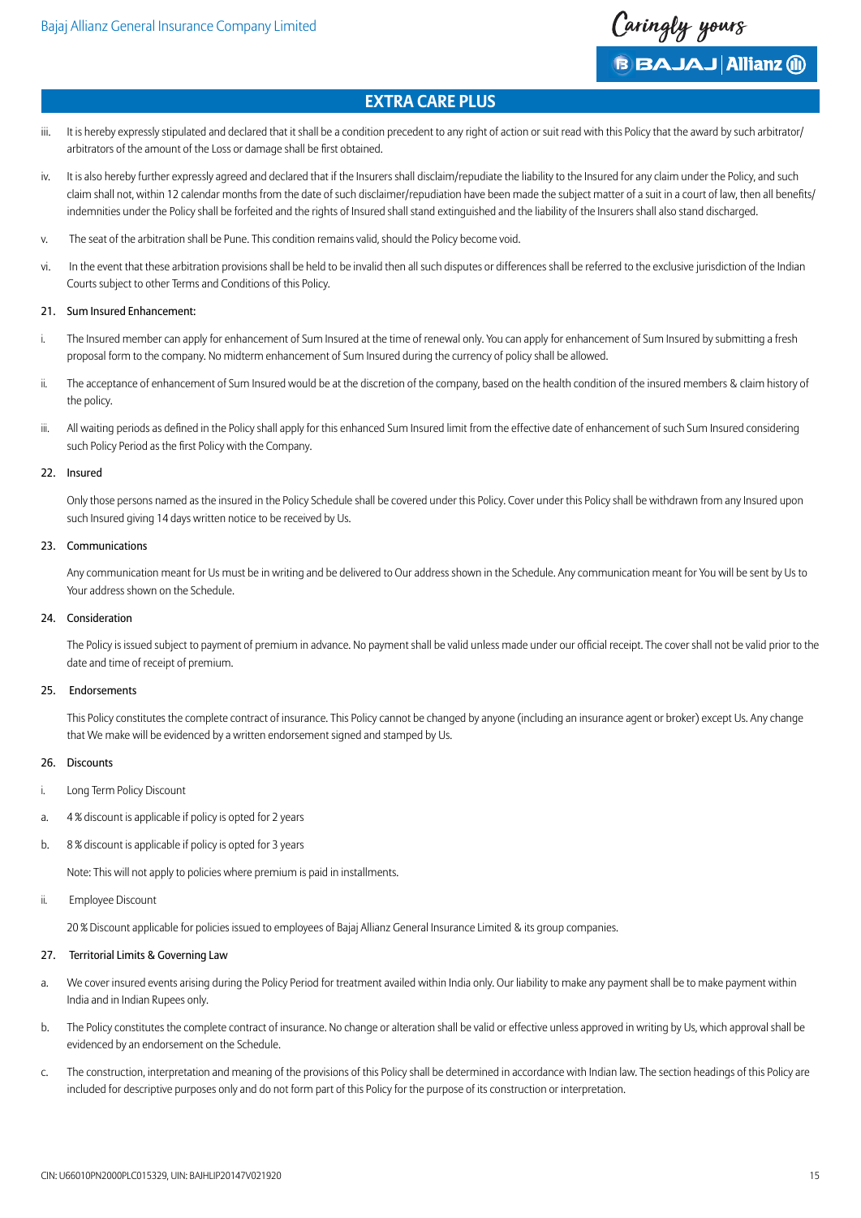## EXTRA CARE PLUS

iii. It is hereby expressly stipulated and declared that it shall be a condition precedent to any right of action or suit read with this Policy that the award by such arbitrator/ arbitrators of the amount of the Loss or damage shall be first obtained.

iv. It is also hereby further expressly agreed and declared that if the Insurers shall disclaim/repudiate the liability to the Insured for any claim under the Policy, and such claim shall not, within 12 calendar months from the date of such disclaimer/repudiation have been made the subject matter of a suit in a court of law, then all benefits/ indemnities under the Policy shall be forfeited and the rights of Insured shall stand extinguished and the liability of the Insurers shall also stand discharged.

v. The seat of the arbitration shall be Pune. This condition remains valid, should the Policy become void.

vi. In the event that these arbitration provisions shall be held to be invalid then all such disputes or differences shall be referred to the exclusive jurisdiction of the Indian Courts subject to other Terms and Conditions of this Policy.

### 21. Sum Insured Enhancement:

i. The Insured member can apply for enhancement of Sum Insured at the time of renewal only. You can apply for enhancement of Sum Insured by submitting a fresh proposal form to the company. No midterm enhancement of Sum Insured during the currency of policy shall be allowed.

ii. The acceptance of enhancement of Sum Insured would be at the discretion of the company, based on the health condition of the insured members & claim history of the policy.

iii. All waiting periods as defined in the Policy shall apply for this enhanced Sum Insured limit from the effective date of enhancement of such Sum Insured considering such Policy Period as the first Policy with the Company.

### 22. Insured

Only those persons named as the insured in the Policy Schedule shall be covered under this Policy. Cover under this Policy shall be withdrawn from any Insured upon such Insured giving 14 days written notice to be received by Us.

### 23. Communications

Any communication meant for Us must be in writing and be delivered to Our address shown in the Schedule. Any communication meant for You will be sent by Us to Your address shown on the Schedule.

### 24. Consideration

The Policy is issued subject to payment of premium in advance. No payment shall be valid unless made under our official receipt. The cover shall not be valid prior to the date and time of receipt of premium.

### 25. Endorsements

This Policy constitutes the complete contract of insurance. This Policy cannot be changed by anyone (including an insurance agent or broker) except Us. Any change that We make will be evidenced by a written endorsement signed and stamped by Us.

### 26. Discounts

i. Long Term Policy Discount

a. 4 % discount is applicable if policy is opted for 2 years

b. 8 % discount is applicable if policy is opted for 3 years

Note: This will not apply to policies where premium is paid in installments.

ii. Employee Discount

20 % Discount applicable for policies issued to employees of Bajaj Allianz General Insurance Limited & its group companies.

### 27. Territorial Limits & Governing Law

a. We cover insured events arising during the Policy Period for treatment availed within India only. Our liability to make any payment shall be to make payment within India and in Indian Rupees only.

b. The Policy constitutes the complete contract of insurance. No change or alteration shall be valid or effective unless approved in writing by Us, which approval shall be evidenced by an endorsement on the Schedule.

c. The construction, interpretation and meaning of the provisions of this Policy shall be determined in accordance with Indian law. The section headings of this Policy are included for descriptive purposes only and do not form part of this Policy for the purpose of its construction or interpretation.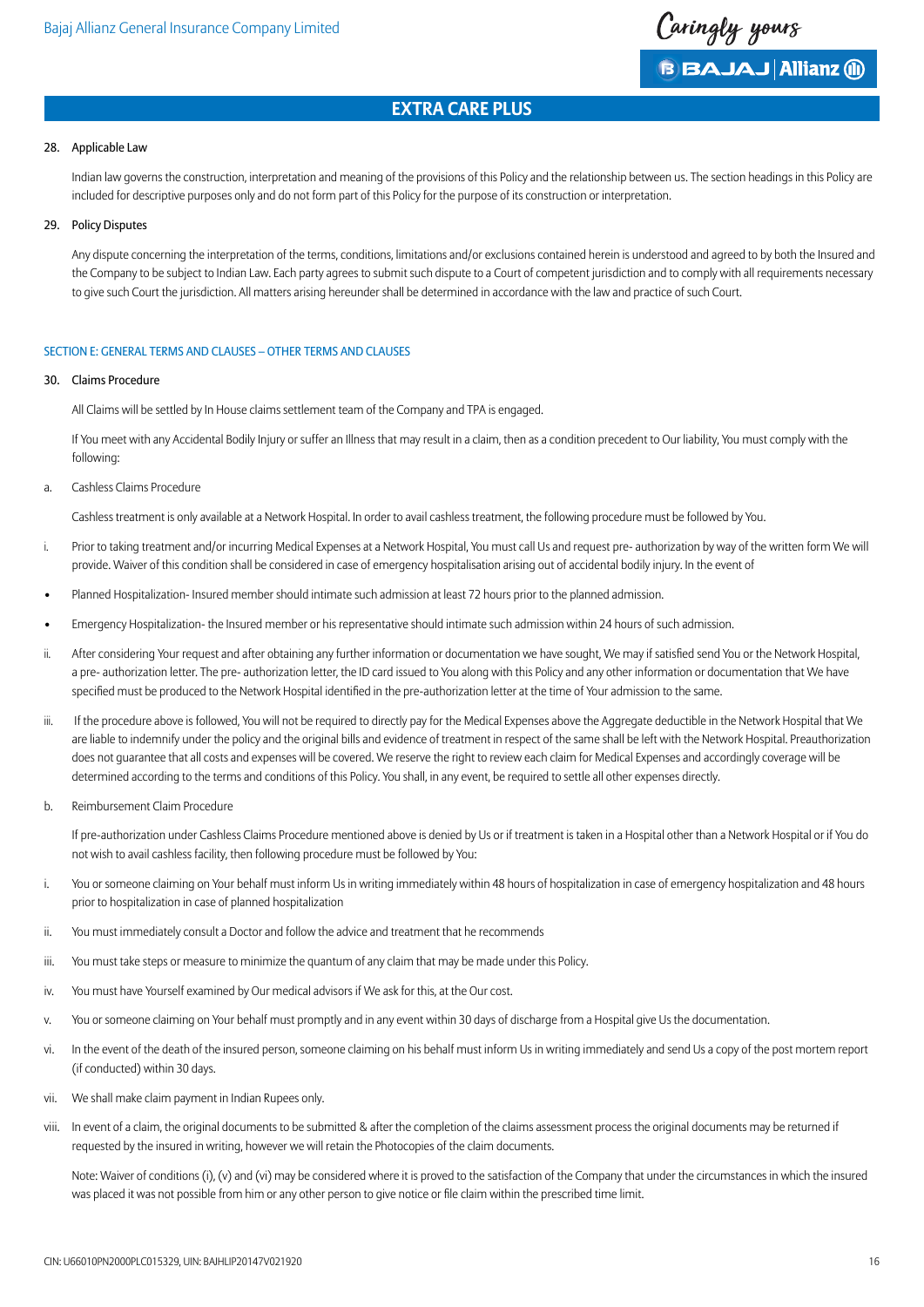## EXTRA CARE PLUS

### 28. Applicable Law

Indian law governs the construction, interpretation and meaning of the provisions of this Policy and the relationship between us. The section headings in this Policy are included for descriptive purposes only and do not form part of this Policy for the purpose of its construction or interpretation.

### 29. Policy Disputes

Any dispute concerning the interpretation of the terms, conditions, limitations and/or exclusions contained herein is understood and agreed to by both the Insured and the Company to be subject to Indian Law. Each party agrees to submit such dispute to a Court of competent jurisdiction and to comply with all requirements necessary to give such Court the jurisdiction. All matters arising hereunder shall be determined in accordance with the law and practice of such Court.

## SECTION E: GENERAL TERMS AND CLAUSES – OTHER TERMS AND CLAUSES

### 30. Claims Procedure

All Claims will be settled by In House claims settlement team of the Company and TPA is engaged.

If You meet with any Accidental Bodily Injury or suffer an Illness that may result in a claim, then as a condition precedent to Our liability, You must comply with the following:

a. Cashless Claims Procedure

Cashless treatment is only available at a Network Hospital. In order to avail cashless treatment, the following procedure must be followed by You.

i. Prior to taking treatment and/or incurring Medical Expenses at a Network Hospital, You must call Us and request pre- authorization by way of the written form We will provide. Waiver of this condition shall be considered in case of emergency hospitalisation arising out of accidental bodily injury. In the event of

- Planned Hospitalization- Insured member should intimate such admission at least 72 hours prior to the planned admission.
- Emergency Hospitalization- the Insured member or his representative should intimate such admission within 24 hours of such admission.

ii. After considering Your request and after obtaining any further information or documentation we have sought, We may if satisfied send You or the Network Hospital, a pre- authorization letter. The pre- authorization letter, the ID card issued to You along with this Policy and any other information or documentation that We have specified must be produced to the Network Hospital identified in the pre-authorization letter at the time of Your admission to the same.

iii. If the procedure above is followed, You will not be required to directly pay for the Medical Expenses above the Aggregate deductible in the Network Hospital that We are liable to indemnify under the policy and the original bills and evidence of treatment in respect of the same shall be left with the Network Hospital. Preauthorization does not guarantee that all costs and expenses will be covered. We reserve the right to review each claim for Medical Expenses and accordingly coverage will be determined according to the terms and conditions of this Policy. You shall, in any event, be required to settle all other expenses directly.

b. Reimbursement Claim Procedure

If pre-authorization under Cashless Claims Procedure mentioned above is denied by Us or if treatment is taken in a Hospital other than a Network Hospital or if You do not wish to avail cashless facility, then following procedure must be followed by You:

i. You or someone claiming on Your behalf must inform Us in writing immediately within 48 hours of hospitalization in case of emergency hospitalization and 48 hours prior to hospitalization in case of planned hospitalization

ii. You must immediately consult a Doctor and follow the advice and treatment that he recommends

iii. You must take steps or measure to minimize the quantum of any claim that may be made under this Policy.

iv. You must have Yourself examined by Our medical advisors if We ask for this, at the Our cost.

v. You or someone claiming on Your behalf must promptly and in any event within 30 days of discharge from a Hospital give Us the documentation.

vi. In the event of the death of the insured person, someone claiming on his behalf must inform Us in writing immediately and send Us a copy of the post mortem report (if conducted) within 30 days.

vii. We shall make claim payment in Indian Rupees only.

viii. In event of a claim, the original documents to be submitted & after the completion of the claims assessment process the original documents may be returned if requested by the insured in writing, however we will retain the Photocopies of the claim documents.

Note: Waiver of conditions (i), (v) and (vi) may be considered where it is proved to the satisfaction of the Company that under the circumstances in which the insured was placed it was not possible from him or any other person to give notice or file claim within the prescribed time limit.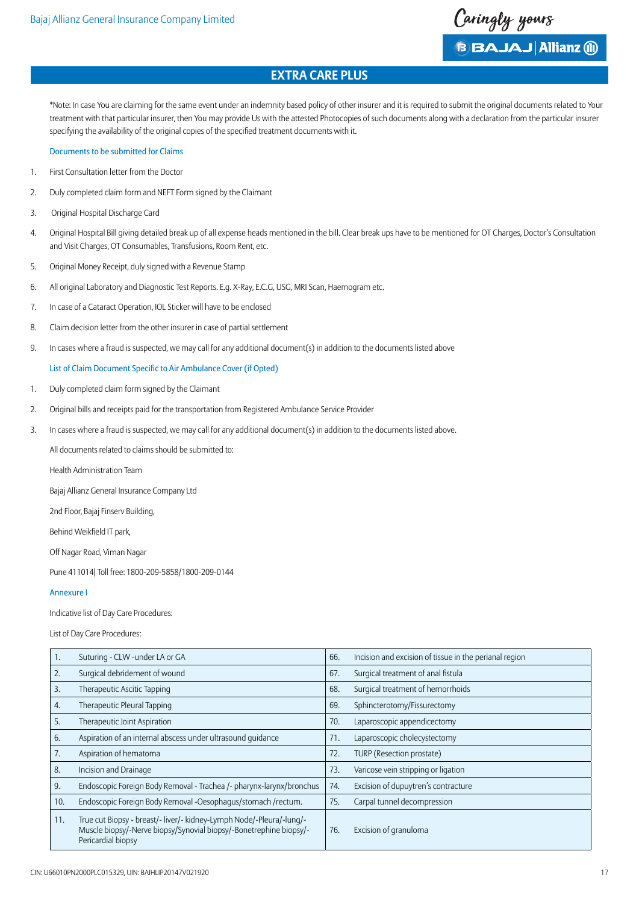## EXTRA CARE PLUS

*Note: In case You are claiming for the same event under an indemnity based policy of other insurer and it is required to submit the original documents related to Your treatment with that particular insurer, then You may provide Us with the attested Photocopies of such documents along with a declaration from the particular insurer specifying the availability of the original copies of the specified treatment documents with it.

### Documents to be submitted for Claims

1. First Consultation letter from the Doctor
2. Duly completed claim form and NEFT Form signed by the Claimant
3. Original Hospital Discharge Card
4. Original Hospital Bill giving detailed break up of all expense heads mentioned in the bill. Clear break ups have to be mentioned for OT Charges, Doctor's Consultation and Visit Charges, OT Consumables, Transfusions, Room Rent, etc.
5. Original Money Receipt, duly signed with a Revenue Stamp
6. All original Laboratory and Diagnostic Test Reports. E.g. X-Ray, E.C.G, USG, MRI Scan, Haemogram etc.
7. In case of a Cataract Operation, IOL Sticker will have to be enclosed
8. Claim decision letter from the other insurer in case of partial settlement
9. In cases where a fraud is suspected, we may call for any additional document(s) in addition to the documents listed above

### List of Claim Document Specific to Air Ambulance Cover (if Opted)

1. Duly completed claim form signed by the Claimant
2. Original bills and receipts paid for the transportation from Registered Ambulance Service Provider
3. In cases where a fraud is suspected, we may call for any additional document(s) in addition to the documents listed above.

All documents related to claims should be submitted to:

Health Administration Team

Bajaj Allianz General Insurance Company Ltd

2nd Floor, Bajaj Finserv Building,

Behind Weikfield IT park,

Off Nagar Road, Viman Nagar

Pune 411014| Toll free: 1800-209-5858/1800-209-0144

### Annexure I

Indicative list of Day Care Procedures:

List of Day Care Procedures:

| | | | |
|---|---|---|---|
| 1. | Suturing - CLW -under LA or GA | 66. | Incision and excision of tissue in the perianal region |
| 2. | Surgical debridement of wound | 67. | Surgical treatment of anal fistula |
| 3. | Therapeutic Ascitic Tapping | 68. | Surgical treatment of hemorrhoids |
| 4. | Therapeutic Pleural Tapping | 69. | Sphincterotomy/Fissurectomy |
| 5. | Therapeutic Joint Aspiration | 70. | Laparoscopic appendicectomy |
| 6. | Aspiration of an internal abscess under ultrasound guidance | 71. | Laparoscopic cholecystectomy |
| 7. | Aspiration of hematoma | 72. | TURP (Resection prostate) |
| 8. | Incision and Drainage | 73. | Varicose vein stripping or ligation |
| 9. | Endoscopic Foreign Body Removal - Trachea /- pharynx-larynx/bronchus | 74. | Excision of dupuytren's contracture |
| 10. | Endoscopic Foreign Body Removal -Oesophagus/stomach /rectum. | 75. | Carpal tunnel decompression |
| 11. | True cut Biopsy - breast/- liver/- kidney-Lymph Node/-Pleura/-lung/-Muscle biopsy/-Nerve biopsy/Synovial biopsy/-Bonetrephine biopsy/-Pericardial biopsy | 76. | Excision of granuloma |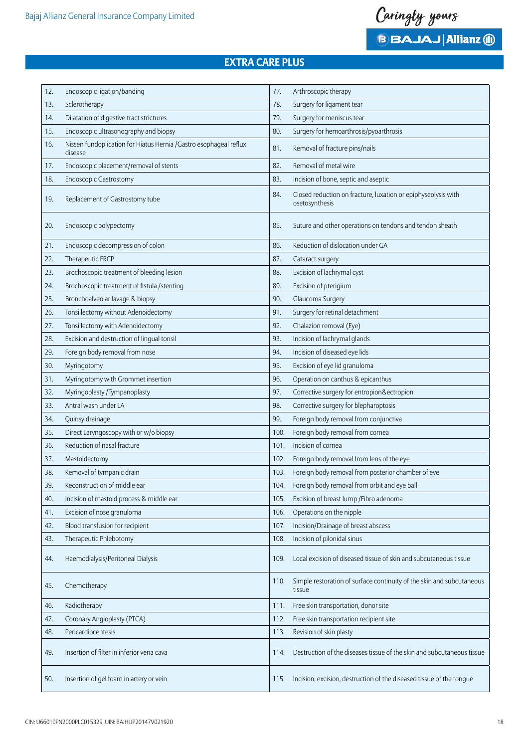## EXTRA CARE PLUS

| | | | |
|---|---|---|---|
| 12. | Endoscopic ligation/banding | 77. | Arthroscopic therapy |
| 13. | Sclerotherapy | 78. | Surgery for ligament tear |
| 14. | Dilatation of digestive tract strictures | 79. | Surgery for meniscus tear |
| 15. | Endoscopic ultrasonography and biopsy | 80. | Surgery for hemoarthrosis/pyoarthrosis |
| 16. | Nissen fundoplication for Hiatus Hernia /Gastro esophageal reflux disease | 81. | Removal of fracture pins/nails |
| 17. | Endoscopic placement/removal of stents | 82. | Removal of metal wire |
| 18. | Endoscopic Gastrostomy | 83. | Incision of bone, septic and aseptic |
| 19. | Replacement of Gastrostomy tube | 84. | Closed reduction on fracture, luxation or epiphyseolysis with osetosynthesis |
| 20. | Endoscopic polypectomy | 85. | Suture and other operations on tendons and tendon sheath |
| 21. | Endoscopic decompression of colon | 86. | Reduction of dislocation under GA |
| 22. | Therapeutic ERCP | 87. | Cataract surgery |
| 23. | Brochoscopic treatment of bleeding lesion | 88. | Excision of lachrymal cyst |
| 24. | Brochoscopic treatment of fistula /stenting | 89. | Excision of pterigium |
| 25. | Bronchoalveolar lavage & biopsy | 90. | Glaucoma Surgery |
| 26. | Tonsillectomy without Adenoidectomy | 91. | Surgery for retinal detachment |
| 27. | Tonsillectomy with Adenoidectomy | 92. | Chalazion removal (Eye) |
| 28. | Excision and destruction of lingual tonsil | 93. | Incision of lachrymal glands |
| 29. | Foreign body removal from nose | 94. | Incision of diseased eye lids |
| 30. | Myringotomy | 95. | Excision of eye lid granuloma |
| 31. | Myringotomy with Grommet insertion | 96. | Operation on canthus & epicanthus |
| 32. | Myringoplasty /Tympanoplasty | 97. | Corrective surgery for entropion&ectropion |
| 33. | Antral wash under LA | 98. | Corrective surgery for blepharoptosis |
| 34. | Quinsy drainage | 99. | Foreign body removal from conjunctiva |
| 35. | Direct Laryngoscopy with or w/o biopsy | 100. | Foreign body removal from cornea |
| 36. | Reduction of nasal fracture | 101. | Incision of cornea |
| 37. | Mastoidectomy | 102. | Foreign body removal from lens of the eye |
| 38. | Removal of tympanic drain | 103. | Foreign body removal from posterior chamber of eye |
| 39. | Reconstruction of middle ear | 104. | Foreign body removal from orbit and eye ball |
| 40. | Incision of mastoid process & middle ear | 105. | Excision of breast lump /Fibro adenoma |
| 41. | Excision of nose granuloma | 106. | Operations on the nipple |
| 42. | Blood transfusion for recipient | 107. | Incision/Drainage of breast abscess |
| 43. | Therapeutic Phlebotomy | 108. | Incision of pilonidal sinus |
| 44. | Haemodialysis/Peritoneal Dialysis | 109. | Local excision of diseased tissue of skin and subcutaneous tissue |
| 45. | Chemotherapy | 110. | Simple restoration of surface continuity of the skin and subcutaneous tissue |
| 46. | Radiotherapy | 111. | Free skin transportation, donor site |
| 47. | Coronary Angioplasty (PTCA) | 112. | Free skin transportation recipient site |
| 48. | Pericardiocentesis | 113. | Revision of skin plasty |
| 49. | Insertion of filter in inferior vena cava | 114. | Destruction of the diseases tissue of the skin and subcutaneous tissue |
| 50. | Insertion of gel foam in artery or vein | 115. | Incision, excision, destruction of the diseased tissue of the tongue |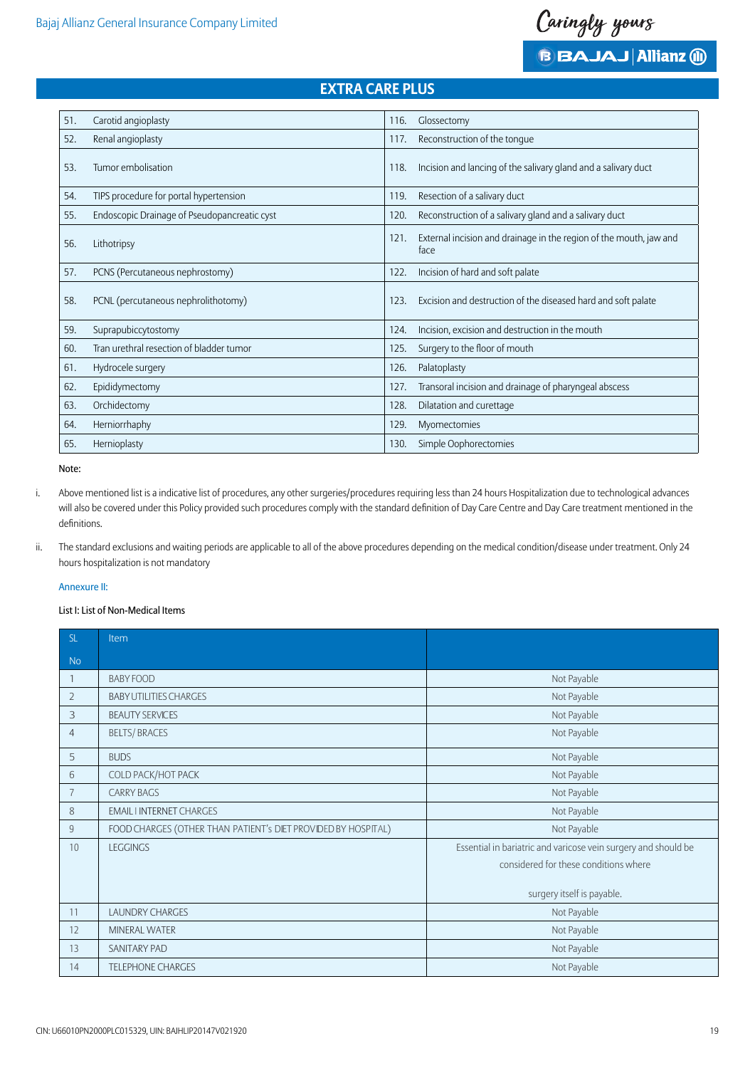## EXTRA CARE PLUS

| | | | |
|---|---|---|---|
| 51. | Carotid angioplasty | 116. | Glossectomy |
| 52. | Renal angioplasty | 117. | Reconstruction of the tongue |
| 53. | Tumor embolisation | 118. | Incision and lancing of the salivary gland and a salivary duct |
| 54. | TIPS procedure for portal hypertension | 119. | Resection of a salivary duct |
| 55. | Endoscopic Drainage of Pseudopancreatic cyst | 120. | Reconstruction of a salivary gland and a salivary duct |
| 56. | Lithotripsy | 121. | External incision and drainage in the region of the mouth, jaw and face |
| 57. | PCNS (Percutaneous nephrostomy) | 122. | Incision of hard and soft palate |
| 58. | PCNL (percutaneous nephrolithotomy) | 123. | Excision and destruction of the diseased hard and soft palate |
| 59. | Suprapubiccytostomy | 124. | Incision, excision and destruction in the mouth |
| 60. | Tran urethral resection of bladder tumor | 125. | Surgery to the floor of mouth |
| 61. | Hydrocele surgery | 126. | Palatoplasty |
| 62. | Epididymectomy | 127. | Transoral incision and drainage of pharyngeal abscess |
| 63. | Orchidectomy | 128. | Dilatation and curettage |
| 64. | Herniorrhaphy | 129. | Myomectomies |
| 65. | Hernioplasty | 130. | Simple Oophorectomies |

Note:

i. Above mentioned list is a indicative list of procedures, any other surgeries/procedures requiring less than 24 hours Hospitalization due to technological advances will also be covered under this Policy provided such procedures comply with the standard definition of Day Care Centre and Day Care treatment mentioned in the definitions.

ii. The standard exclusions and waiting periods are applicable to all of the above procedures depending on the medical condition/disease under treatment. Only 24 hours hospitalization is not mandatory

Annexure II:

List I: List of Non-Medical Items

| SL No | Item | |
|---|---|---|
| 1 | BABY FOOD | Not Payable |
| 2 | BABY UTILITIES CHARGES | Not Payable |
| 3 | BEAUTY SERVICES | Not Payable |
| 4 | BELTS/ BRACES | Not Payable |
| 5 | BUDS | Not Payable |
| 6 | COLD PACK/HOT PACK | Not Payable |
| 7 | CARRY BAGS | Not Payable |
| 8 | EMAIL I INTERNET CHARGES | Not Payable |
| 9 | FOOD CHARGES (OTHER THAN PATIENT's DIET PROVIDED BY HOSPITAL) | Not Payable |
| 10 | LEGGINGS | Essential in bariatric and varicose vein surgery and should be considered for these conditions where surgery itself is payable. |
| 11 | LAUNDRY CHARGES | Not Payable |
| 12 | MINERAL WATER | Not Payable |
| 13 | SANITARY PAD | Not Payable |
| 14 | TELEPHONE CHARGES | Not Payable |

CIN: U66010PN2000PLC015329, UIN: BAJHLIP20147V021920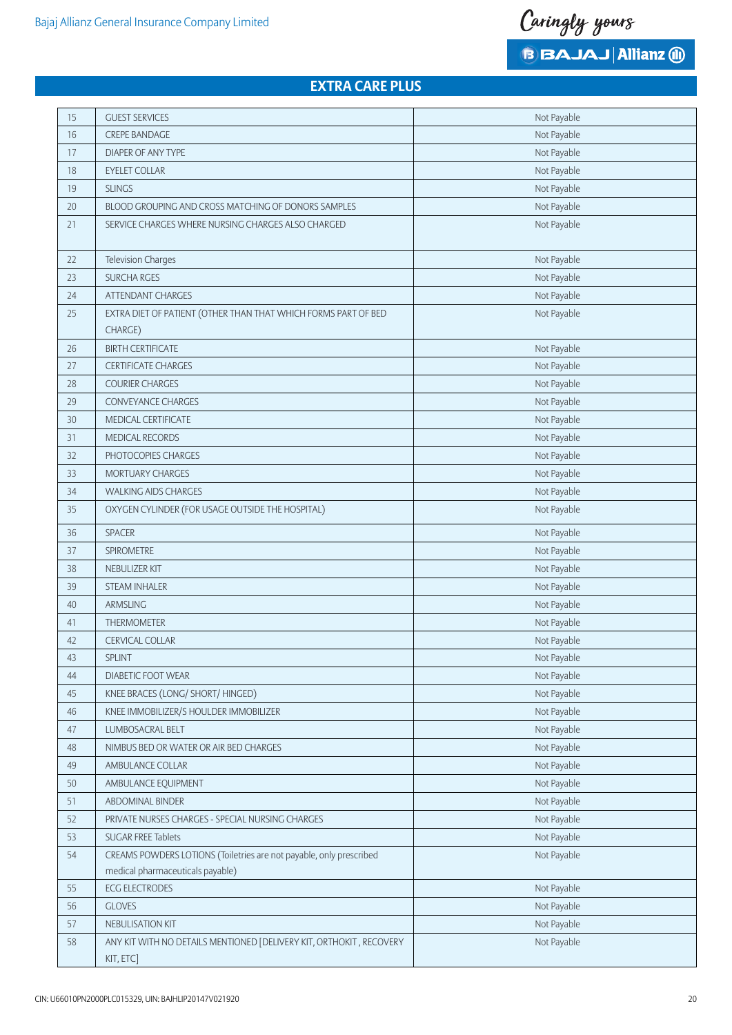## EXTRA CARE PLUS

| | | |
|---|---|---|
| 15 | GUEST SERVICES | Not Payable |
| 16 | CREPE BANDAGE | Not Payable |
| 17 | DIAPER OF ANY TYPE | Not Payable |
| 18 | EYELET COLLAR | Not Payable |
| 19 | SLINGS | Not Payable |
| 20 | BLOOD GROUPING AND CROSS MATCHING OF DONORS SAMPLES | Not Payable |
| 21 | SERVICE CHARGES WHERE NURSING CHARGES ALSO CHARGED | Not Payable |
| 22 | Television Charges | Not Payable |
| 23 | SURCHA RGES | Not Payable |
| 24 | ATTENDANT CHARGES | Not Payable |
| 25 | EXTRA DIET OF PATIENT (OTHER THAN THAT WHICH FORMS PART OF BED CHARGE) | Not Payable |
| 26 | BIRTH CERTIFICATE | Not Payable |
| 27 | CERTIFICATE CHARGES | Not Payable |
| 28 | COURIER CHARGES | Not Payable |
| 29 | CONVEYANCE CHARGES | Not Payable |
| 30 | MEDICAL CERTIFICATE | Not Payable |
| 31 | MEDICAL RECORDS | Not Payable |
| 32 | PHOTOCOPIES CHARGES | Not Payable |
| 33 | MORTUARY CHARGES | Not Payable |
| 34 | WALKING AIDS CHARGES | Not Payable |
| 35 | OXYGEN CYLINDER (FOR USAGE OUTSIDE THE HOSPITAL) | Not Payable |
| 36 | SPACER | Not Payable |
| 37 | SPIROMETRE | Not Payable |
| 38 | NEBULIZER KIT | Not Payable |
| 39 | STEAM INHALER | Not Payable |
| 40 | ARMSLING | Not Payable |
| 41 | THERMOMETER | Not Payable |
| 42 | CERVICAL COLLAR | Not Payable |
| 43 | SPLINT | Not Payable |
| 44 | DIABETIC FOOT WEAR | Not Payable |
| 45 | KNEE BRACES (LONG/ SHORT/ HINGED) | Not Payable |
| 46 | KNEE IMMOBILIZER/S HOULDER IMMOBILIZER | Not Payable |
| 47 | LUMBOSACRAL BELT | Not Payable |
| 48 | NIMBUS BED OR WATER OR AIR BED CHARGES | Not Payable |
| 49 | AMBULANCE COLLAR | Not Payable |
| 50 | AMBULANCE EQUIPMENT | Not Payable |
| 51 | ABDOMINAL BINDER | Not Payable |
| 52 | PRIVATE NURSES CHARGES - SPECIAL NURSING CHARGES | Not Payable |
| 53 | SUGAR FREE Tablets | Not Payable |
| 54 | CREAMS POWDERS LOTIONS (Toiletries are not payable, only prescribed medical pharmaceuticals payable) | Not Payable |
| 55 | ECG ELECTRODES | Not Payable |
| 56 | GLOVES | Not Payable |
| 57 | NEBULISATION KIT | Not Payable |
| 58 | ANY KIT WITH NO DETAILS MENTIONED [DELIVERY KIT, ORTHOKIT , RECOVERY KIT, ETC] | Not Payable |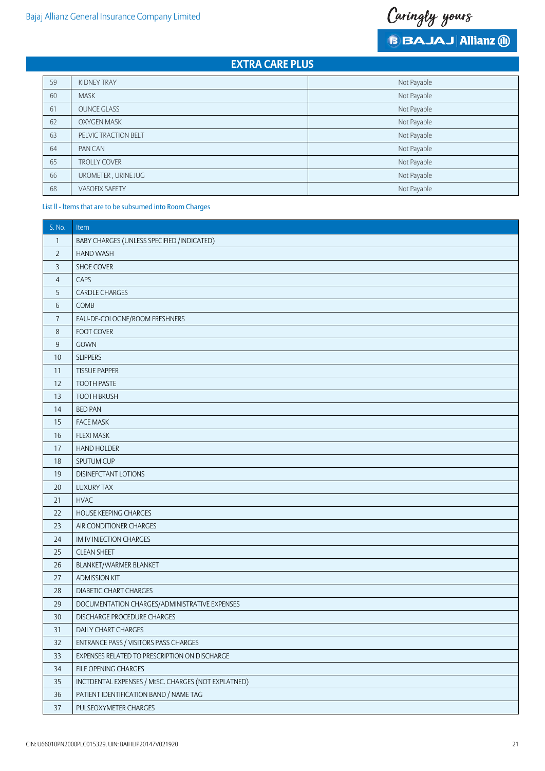## EXTRA CARE PLUS

| | | |
|---|---|---|
| 59 | KIDNEY TRAY | Not Payable |
| 60 | MASK | Not Payable |
| 61 | OUNCE GLASS | Not Payable |
| 62 | OXYGEN MASK | Not Payable |
| 63 | PELVIC TRACTION BELT | Not Payable |
| 64 | PAN CAN | Not Payable |
| 65 | TROLLY COVER | Not Payable |
| 66 | UROMETER , URINE JUG | Not Payable |
| 68 | VASOFIX SAFETY | Not Payable |

List ll - Items that are to be subsumed into Room Charges

| S. No. | Item |
|---|---|
| 1 | BABY CHARGES (UNLESS SPECIFIED /INDICATED) |
| 2 | HAND WASH |
| 3 | SHOE COVER |
| 4 | CAPS |
| 5 | CARDLE CHARGES |
| 6 | COMB |
| 7 | EAU-DE-COLOGNE/ROOM FRESHNERS |
| 8 | FOOT COVER |
| 9 | GOWN |
| 10 | SLIPPERS |
| 11 | TISSUE PAPPER |
| 12 | TOOTH PASTE |
| 13 | TOOTH BRUSH |
| 14 | BED PAN |
| 15 | FACE MASK |
| 16 | FLEXI MASK |
| 17 | HAND HOLDER |
| 18 | SPUTUM CUP |
| 19 | DISINEFCTANT LOTIONS |
| 20 | LUXURY TAX |
| 21 | HVAC |
| 22 | HOUSE KEEPING CHARGES |
| 23 | AIR CONDITIONER CHARGES |
| 24 | IM IV INJECTION CHARGES |
| 25 | CLEAN SHEET |
| 26 | BLANKET/WARMER BLANKET |
| 27 | ADMISSION KIT |
| 28 | DIABETIC CHART CHARGES |
| 29 | DOCUMENTATION CHARGES/ADMINISTRATIVE EXPENSES |
| 30 | DISCHARGE PROCEDURE CHARGES |
| 31 | DAILY CHART CHARGES |
| 32 | ENTRANCE PASS / VISITORS PASS CHARGES |
| 33 | EXPENSES RELATED TO PRESCRIPTION ON DISCHARGE |
| 34 | FILE OPENING CHARGES |
| 35 | INCTDENTAL EXPENSES / MtSC. CHARGES (NOT EXPLATNED) |
| 36 | PATIENT IDENTIFICATION BAND / NAME TAG |
| 37 | PULSEOXYMETER CHARGES |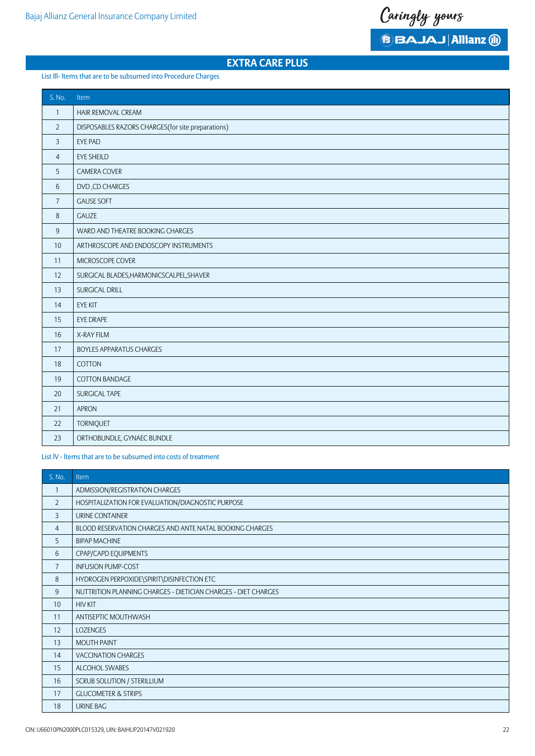## EXTRA CARE PLUS

List III- Items that are to be subsumed into Procedure Charges

| S. No. | Item |
|---|---|
| 1 | HAIR REMOVAL CREAM |
| 2 | DISPOSABLES RAZORS CHARGES(for site preparations) |
| 3 | EYE PAD |
| 4 | EYE SHEILD |
| 5 | CAMERA COVER |
| 6 | DVD ,CD CHARGES |
| 7 | GAUSE SOFT |
| 8 | GAUZE |
| 9 | WARD AND THEATRE BOOKING CHARGES |
| 10 | ARTHROSCOPE AND ENDOSCOPY INSTRUMENTS |
| 11 | MICROSCOPE COVER |
| 12 | SURGICAL BLADES,HARMONICSCALPEL,SHAVER |
| 13 | SURGICAL DRILL |
| 14 | EYE KIT |
| 15 | EYE DRAPE |
| 16 | X-RAY FILM |
| 17 | BOYLES APPARATUS CHARGES |
| 18 | COTTON |
| 19 | COTTON BANDAGE |
| 20 | SURGICAL TAPE |
| 21 | APRON |
| 22 | TORNIQUET |
| 23 | ORTHOBUNDLE, GYNAEC BUNDLE |

List IV - Items that are to be subsumed into costs of treatment

| S. No. | Item |
|---|---|
| 1 | ADMISSION/REGISTRATION CHARGES |
| 2 | HOSPITALIZATION FOR EVALUATION/DIAGNOSTIC PURPOSE |
| 3 | URINE CONTAINER |
| 4 | BLOOD RESERVATION CHARGES AND ANTE NATAL BOOKING CHARGES |
| 5 | BIPAP MACHINE |
| 6 | CPAP/CAPD EQUIPMENTS |
| 7 | INFUSION PUMP-COST |
| 8 | HYDROGEN PERPOXIDE\SPIRIT\DISINFECTION ETC |
| 9 | NUTTRITION PLANNING CHARGES - DIETICIAN CHARGES - DIET CHARGES |
| 10 | HIV KIT |
| 11 | ANTISEPTIC MOUTHWASH |
| 12 | LOZENGES |
| 13 | MOUTH PAINT |
| 14 | VACCINATION CHARGES |
| 15 | ALCOHOL SWABES |
| 16 | SCRUB SOLUTION / STERILLIUM |
| 17 | GLUCOMETER & STRIPS |
| 18 | URINE BAG |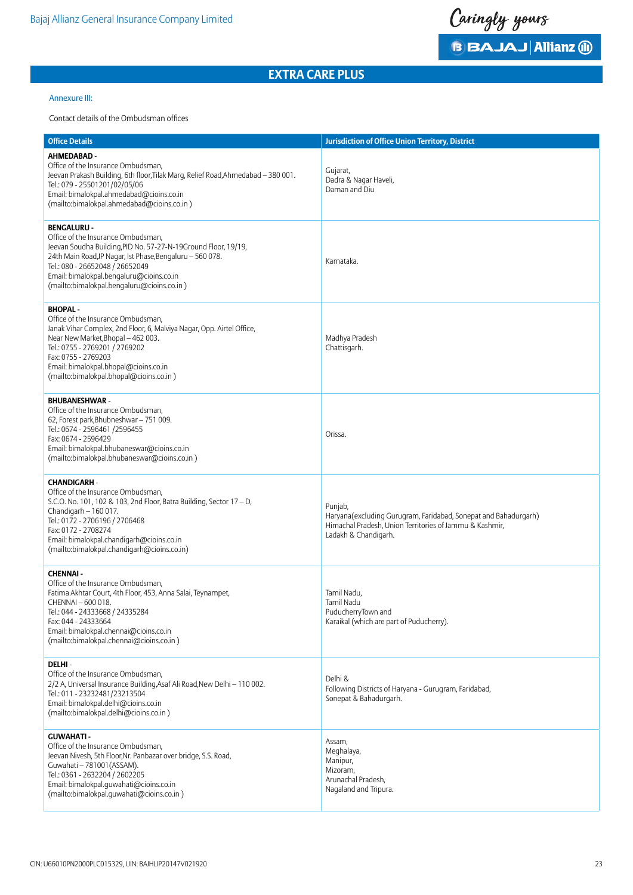## EXTRA CARE PLUS

Annexure III:

Contact details of the Ombudsman offices

| Office Details | Jurisdiction of Office Union Territory, District |
|---|---|
| **AHMEDABAD** -<br>Office of the Insurance Ombudsman,<br>Jeevan Prakash Building, 6th floor,Tilak Marg, Relief Road,Ahmedabad – 380 001.<br>Tel.: 079 - 25501201/02/05/06<br>Email: bimalokpal.ahmedabad@cioins.co.in<br>(mailto:bimalokpal.ahmedabad@cioins.co.in ) | Gujarat,<br>Dadra & Nagar Haveli,<br>Daman and Diu |
| **BENGALURU** -<br>Office of the Insurance Ombudsman,<br>Jeevan Soudha Building,PID No. 57-27-N-19Ground Floor, 19/19,<br>24th Main Road,JP Nagar, Ist Phase,Bengaluru – 560 078.<br>Tel.: 080 - 26652048 / 26652049<br>Email: bimalokpal.bengaluru@cioins.co.in<br>(mailto:bimalokpal.bengaluru@cioins.co.in ) | Karnataka. |
| **BHOPAL** -<br>Office of the Insurance Ombudsman,<br>Janak Vihar Complex, 2nd Floor, 6, Malviya Nagar, Opp. Airtel Office,<br>Near New Market,Bhopal – 462 003.<br>Tel.: 0755 - 2769201 / 2769202<br>Fax: 0755 - 2769203<br>Email: bimalokpal.bhopal@cioins.co.in<br>(mailto:bimalokpal.bhopal@cioins.co.in ) | Madhya Pradesh<br>Chattisgarh. |
| **BHUBANESHWAR** -<br>Office of the Insurance Ombudsman,<br>62, Forest park,Bhubneshwar – 751 009.<br>Tel.: 0674 - 2596461 /2596455<br>Fax: 0674 - 2596429<br>Email: bimalokpal.bhubaneswar@cioins.co.in<br>(mailto:bimalokpal.bhubaneswar@cioins.co.in ) | Orissa. |
| **CHANDIGARH** -<br>Office of the Insurance Ombudsman,<br>S.C.O. No. 101, 102 & 103, 2nd Floor, Batra Building, Sector 17 – D,<br>Chandigarh – 160 017.<br>Tel.: 0172 - 2706196 / 2706468<br>Fax: 0172 - 2708274<br>Email: bimalokpal.chandigarh@cioins.co.in<br>(mailto:bimalokpal.chandigarh@cioins.co.in) | Punjab,<br>Haryana(excluding Gurugram, Faridabad, Sonepat and Bahadurgarh)<br>Himachal Pradesh, Union Territories of Jammu & Kashmir,<br>Ladakh & Chandigarh. |
| **CHENNAI** -<br>Office of the Insurance Ombudsman,<br>Fatima Akhtar Court, 4th Floor, 453, Anna Salai, Teynampet,<br>CHENNAI – 600 018.<br>Tel.: 044 - 24333668 / 24335284<br>Fax: 044 - 24333664<br>Email: bimalokpal.chennai@cioins.co.in<br>(mailto:bimalokpal.chennai@cioins.co.in ) | Tamil Nadu,<br>Tamil Nadu<br>PuducherryTown and<br>Karaikal (which are part of Puducherry). |
| **DELHI** -<br>Office of the Insurance Ombudsman,<br>2/2 A, Universal Insurance Building,Asaf Ali Road,New Delhi – 110 002.<br>Tel.: 011 - 23232481/23213504<br>Email: bimalokpal.delhi@cioins.co.in<br>(mailto:bimalokpal.delhi@cioins.co.in ) | Delhi &<br>Following Districts of Haryana - Gurugram, Faridabad,<br>Sonepat & Bahadurgarh. |
| **GUWAHATI** -<br>Office of the Insurance Ombudsman,<br>Jeevan Nivesh, 5th Floor,Nr. Panbazar over bridge, S.S. Road,<br>Guwahati – 781001(ASSAM).<br>Tel.: 0361 - 2632204 / 2602205<br>Email: bimalokpal.guwahati@cioins.co.in<br>(mailto:bimalokpal.guwahati@cioins.co.in ) | Assam,<br>Meghalaya,<br>Manipur,<br>Mizoram,<br>Arunachal Pradesh,<br>Nagaland and Tripura. |

CIN: U66010PN2000PLC015329, UIN: BAJHLIP20147V021920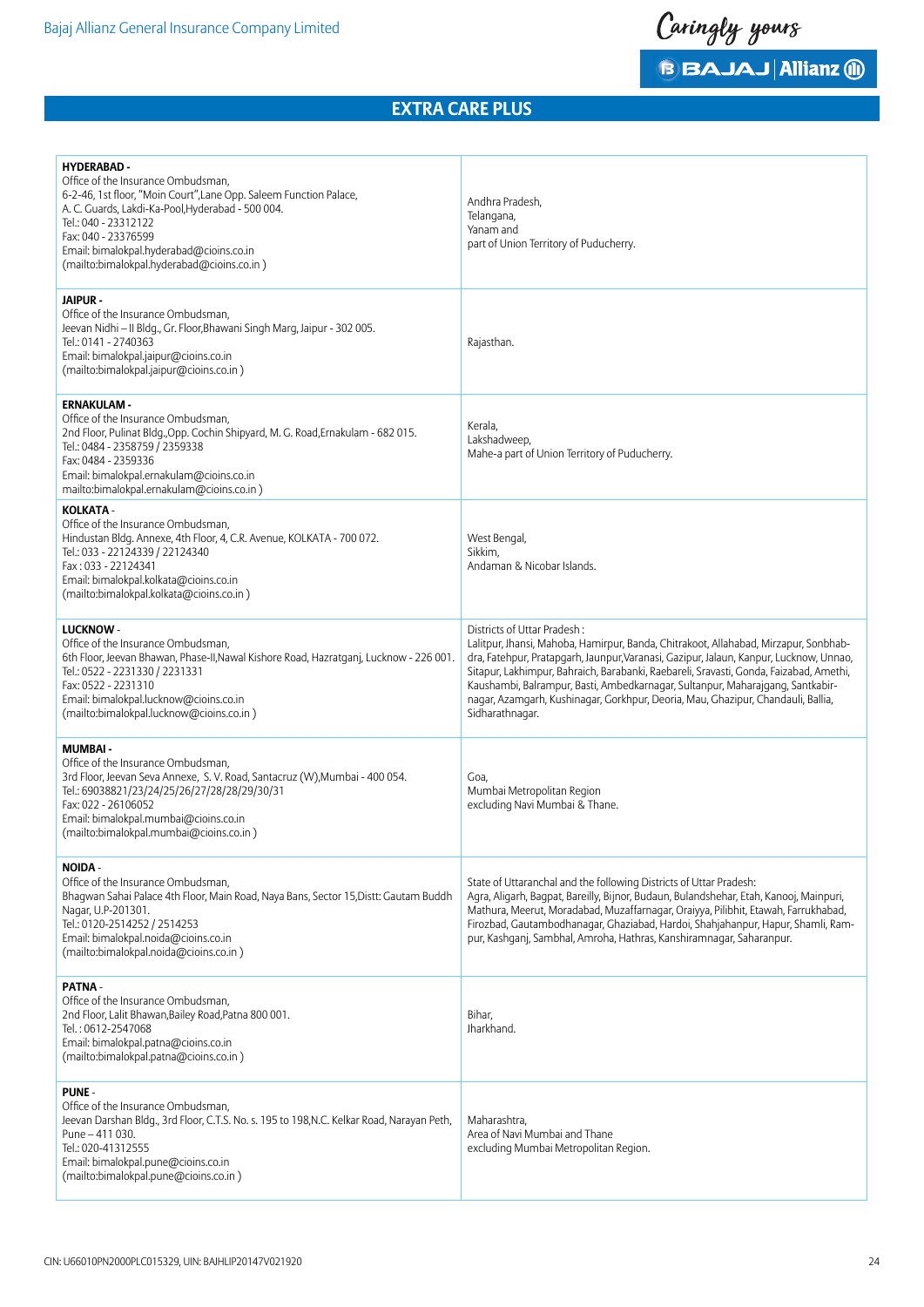## EXTRA CARE PLUS

| | |
|---|---|
| **HYDERABAD -** Office of the Insurance Ombudsman, 6-2-46, 1st floor, "Moin Court",Lane Opp. Saleem Function Palace, A. C. Guards, Lakdi-Ka-Pool,Hyderabad - 500 004. Tel.: 040 - 23312122 Fax: 040 - 23376599 Email: bimalokpal.hyderabad@cioins.co.in (mailto:bimalokpal.hyderabad@cioins.co.in ) | Andhra Pradesh, Telangana, Yanam and part of Union Territory of Puducherry. |
| **JAIPUR -** Office of the Insurance Ombudsman, Jeevan Nidhi – II Bldg., Gr. Floor,Bhawani Singh Marg, Jaipur - 302 005. Tel.: 0141 - 2740363 Email: bimalokpal.jaipur@cioins.co.in (mailto:bimalokpal.jaipur@cioins.co.in ) | Rajasthan. |
| **ERNAKULAM -** Office of the Insurance Ombudsman, 2nd Floor, Pulinat Bldg.,Opp. Cochin Shipyard, M. G. Road,Ernakulam - 682 015. Tel.: 0484 - 2358759 / 2359338 Fax: 0484 - 2359336 Email: bimalokpal.ernakulam@cioins.co.in mailto:bimalokpal.ernakulam@cioins.co.in ) | Kerala, Lakshadweep, Mahe-a part of Union Territory of Puducherry. |
| **KOLKATA** - Office of the Insurance Ombudsman, Hindustan Bldg. Annexe, 4th Floor, 4, C.R. Avenue, KOLKATA - 700 072. Tel.: 033 - 22124339 / 22124340 Fax : 033 - 22124341 Email: bimalokpal.kolkata@cioins.co.in (mailto:bimalokpal.kolkata@cioins.co.in ) | West Bengal, Sikkim, Andaman & Nicobar Islands. |
| **LUCKNOW** - Office of the Insurance Ombudsman, 6th Floor, Jeevan Bhawan, Phase-II,Nawal Kishore Road, Hazratganj, Lucknow - 226 001. Tel.: 0522 - 2231330 / 2231331 Fax: 0522 - 2231310 Email: bimalokpal.lucknow@cioins.co.in (mailto:bimalokpal.lucknow@cioins.co.in ) | Districts of Uttar Pradesh : Lalitpur, Jhansi, Mahoba, Hamirpur, Banda, Chitrakoot, Allahabad, Mirzapur, Sonbhabdra, Fatehpur, Pratapgarh, Jaunpur,Varanasi, Gazipur, Jalaun, Kanpur, Lucknow, Unnao, Sitapur, Lakhimpur, Bahraich, Barabanki, Raebareli, Sravasti, Gonda, Faizabad, Amethi, Kaushambi, Balrampur, Basti, Ambedkarnagar, Sultanpur, Maharajgang, Santkabirnagar, Azamgarh, Kushinagar, Gorkhpur, Deoria, Mau, Ghazipur, Chandauli, Ballia, Sidharathnagar. |
| **MUMBAI -** Office of the Insurance Ombudsman, 3rd Floor, Jeevan Seva Annexe, S. V. Road, Santacruz (W),Mumbai - 400 054. Tel.: 69038821/23/24/25/26/27/28/28/29/30/31 Fax: 022 - 26106052 Email: bimalokpal.mumbai@cioins.co.in (mailto:bimalokpal.mumbai@cioins.co.in ) | Goa, Mumbai Metropolitan Region excluding Navi Mumbai & Thane. |
| **NOIDA** - Office of the Insurance Ombudsman, Bhagwan Sahai Palace 4th Floor, Main Road, Naya Bans, Sector 15,Distt: Gautam Buddh Nagar, U.P-201301. Tel.: 0120-2514252 / 2514253 Email: bimalokpal.noida@cioins.co.in (mailto:bimalokpal.noida@cioins.co.in ) | State of Uttaranchal and the following Districts of Uttar Pradesh: Agra, Aligarh, Bagpat, Bareilly, Bijnor, Budaun, Bulandshehar, Etah, Kanooj, Mainpuri, Mathura, Meerut, Moradabad, Muzaffarnagar, Oraiyya, Pilibhit, Etawah, Farrukhabad, Firozbad, Gautambodhanagar, Ghaziabad, Hardoi, Shahjahanpur, Hapur, Shamli, Rampur, Kashganj, Sambhal, Amroha, Hathras, Kanshiramnagar, Saharanpur. |
| **PATNA** - Office of the Insurance Ombudsman, 2nd Floor, Lalit Bhawan,Bailey Road,Patna 800 001. Tel. : 0612-2547068 Email: bimalokpal.patna@cioins.co.in (mailto:bimalokpal.patna@cioins.co.in ) | Bihar, Jharkhand. |
| **PUNE** - Office of the Insurance Ombudsman, Jeevan Darshan Bldg., 3rd Floor, C.T.S. No. s. 195 to 198,N.C. Kelkar Road, Narayan Peth, Pune – 411 030. Tel.: 020-41312555 Email: bimalokpal.pune@cioins.co.in (mailto:bimalokpal.pune@cioins.co.in ) | Maharashtra, Area of Navi Mumbai and Thane excluding Mumbai Metropolitan Region. |